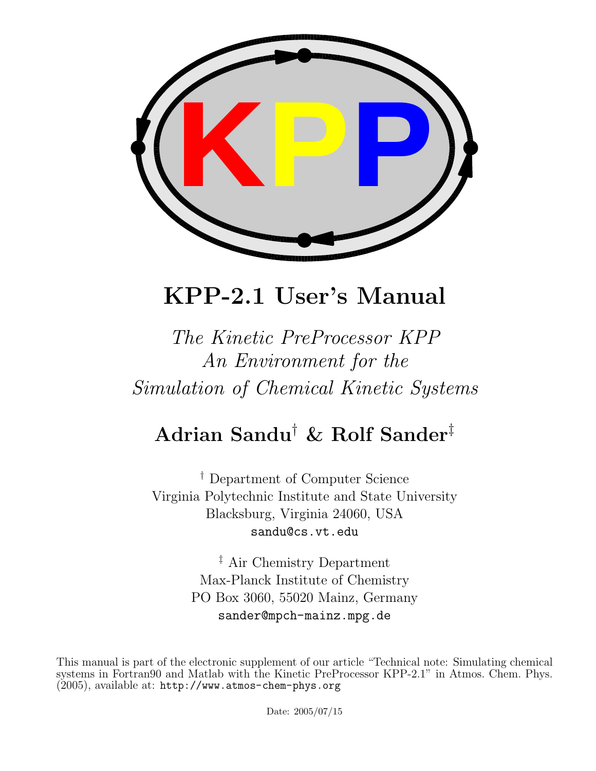# KPP-2.1 User's Manual

*The Kinetic PreProcessor KPP*
*An Environment for the*
*Simulation of Chemical Kinetic Systems*

## Adrian Sandu[†] & Rolf Sander[‡]

[†] Department of Computer Science
Virginia Polytechnic Institute and State University
Blacksburg, Virginia 24060, USA
`sandu@cs.vt.edu`

[‡] Air Chemistry Department
Max-Planck Institute of Chemistry
PO Box 3060, 55020 Mainz, Germany
`sander@mpch-mainz.mpg.de`

This manual is part of the electronic supplement of our article "Technical note: Simulating chemical systems in Fortran90 and Matlab with the Kinetic PreProcessor KPP-2.1" in Atmos. Chem. Phys. (2005), available at: `http://www.atmos-chem-phys.org`

Date: 2005/07/15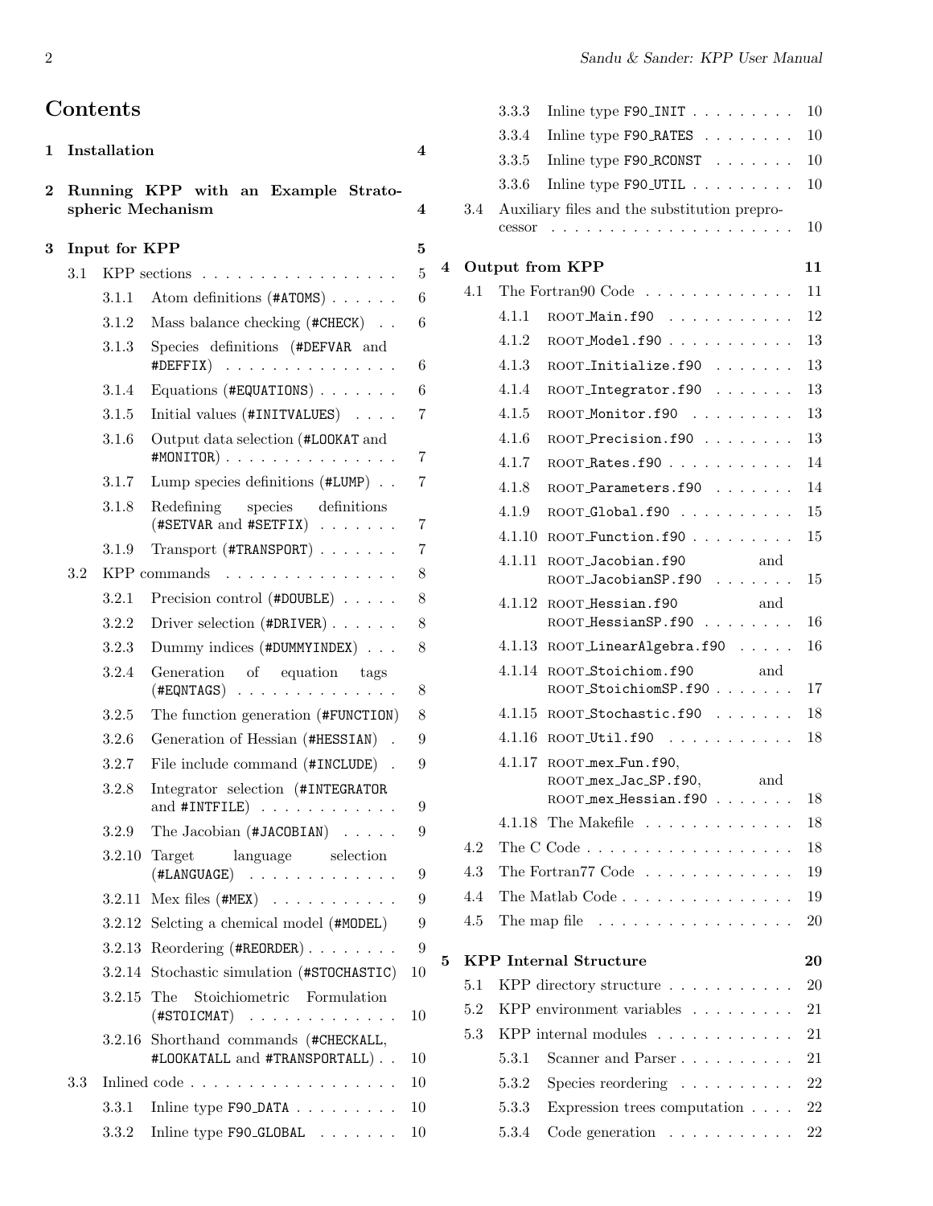# Contents

- 1 Installation 4
- 2 Running KPP with an Example Stratospheric Mechanism 4
- 3 Input for KPP 5
  - 3.1 KPP sections 5
    - 3.1.1 Atom definitions (#ATOMS) 6
    - 3.1.2 Mass balance checking (#CHECK) 6
    - 3.1.3 Species definitions (#DEFVAR and #DEFFIX) 6
    - 3.1.4 Equations (#EQUATIONS) 6
    - 3.1.5 Initial values (#INITVALUES) 7
    - 3.1.6 Output data selection (#LOOKAT and #MONITOR) 7
    - 3.1.7 Lump species definitions (#LUMP) 7
    - 3.1.8 Redefining species definitions (#SETVAR and #SETFIX) 7
    - 3.1.9 Transport (#TRANSPORT) 7
  - 3.2 KPP commands 8
    - 3.2.1 Precision control (#DOUBLE) 8
    - 3.2.2 Driver selection (#DRIVER) 8
    - 3.2.3 Dummy indices (#DUMMYINDEX) 8
    - 3.2.4 Generation of equation tags (#EQNTAGS) 8
    - 3.2.5 The function generation (#FUNCTION) 8
    - 3.2.6 Generation of Hessian (#HESSIAN) 9
    - 3.2.7 File include command (#INCLUDE) 9
    - 3.2.8 Integrator selection (#INTEGRATOR and #INTFILE) 9
    - 3.2.9 The Jacobian (#JACOBIAN) 9
    - 3.2.10 Target language selection (#LANGUAGE) 9
    - 3.2.11 Mex files (#MEX) 9
    - 3.2.12 Selcting a chemical model (#MODEL) 9
    - 3.2.13 Reordering (#REORDER) 9
    - 3.2.14 Stochastic simulation (#STOCHASTIC) 10
    - 3.2.15 The Stoichiometric Formulation (#STOICMAT) 10
    - 3.2.16 Shorthand commands (#CHECKALL, #LOOKATALL and #TRANSPORTALL) 10
  - 3.3 Inlined code 10
    - 3.3.1 Inline type F90_DATA 10
    - 3.3.2 Inline type F90_GLOBAL 10
    - 3.3.3 Inline type F90_INIT 10
    - 3.3.4 Inline type F90_RATES 10
    - 3.3.5 Inline type F90_RCONST 10
    - 3.3.6 Inline type F90_UTIL 10
  - 3.4 Auxiliary files and the substitution preprocessor 10
- 4 Output from KPP 11
  - 4.1 The Fortran90 Code 11
    - 4.1.1 ROOT_Main.f90 12
    - 4.1.2 ROOT_Model.f90 13
    - 4.1.3 ROOT_Initialize.f90 13
    - 4.1.4 ROOT_Integrator.f90 13
    - 4.1.5 ROOT_Monitor.f90 13
    - 4.1.6 ROOT_Precision.f90 13
    - 4.1.7 ROOT_Rates.f90 14
    - 4.1.8 ROOT_Parameters.f90 14
    - 4.1.9 ROOT_Global.f90 15
    - 4.1.10 ROOT_Function.f90 15
    - 4.1.11 ROOT_Jacobian.f90 and ROOT_JacobianSP.f90 15
    - 4.1.12 ROOT_Hessian.f90 and ROOT_HessianSP.f90 16
    - 4.1.13 ROOT_LinearAlgebra.f90 16
    - 4.1.14 ROOT_Stoichiom.f90 and ROOT_StoichiomSP.f90 17
    - 4.1.15 ROOT_Stochastic.f90 18
    - 4.1.16 ROOT_Util.f90 18
    - 4.1.17 ROOT_mex_Fun.f90, ROOT_mex_Jac_SP.f90, and ROOT_mex_Hessian.f90 18
    - 4.1.18 The Makefile 18
  - 4.2 The C Code 18
  - 4.3 The Fortran77 Code 19
  - 4.4 The Matlab Code 19
  - 4.5 The map file 20
- 5 KPP Internal Structure 20
  - 5.1 KPP directory structure 20
  - 5.2 KPP environment variables 21
  - 5.3 KPP internal modules 21
    - 5.3.1 Scanner and Parser 21
    - 5.3.2 Species reordering 22
    - 5.3.3 Expression trees computation 22
    - 5.3.4 Code generation 22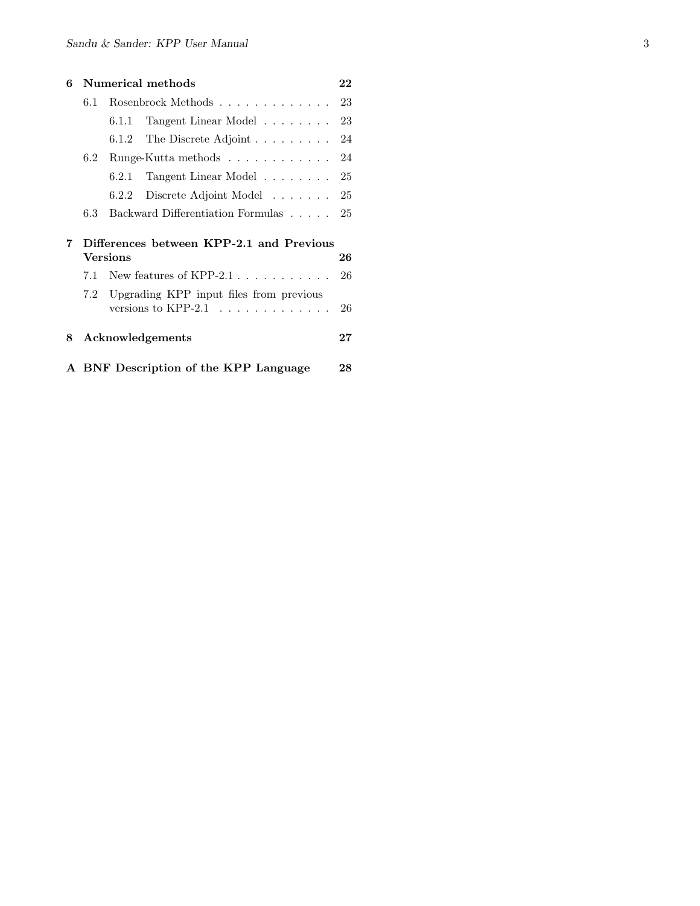| | | |
|---|---|---|
| **6** | **Numerical methods** | **22** |
| 6.1 | Rosenbrock Methods | 23 |
| 6.1.1 | Tangent Linear Model | 23 |
| 6.1.2 | The Discrete Adjoint | 24 |
| 6.2 | Runge-Kutta methods | 24 |
| 6.2.1 | Tangent Linear Model | 25 |
| 6.2.2 | Discrete Adjoint Model | 25 |
| 6.3 | Backward Differentiation Formulas | 25 |
| **7** | **Differences between KPP-2.1 and Previous Versions** | **26** |
| 7.1 | New features of KPP-2.1 | 26 |
| 7.2 | Upgrading KPP input files from previous versions to KPP-2.1 | 26 |
| **8** | **Acknowledgements** | **27** |
| **A** | **BNF Description of the KPP Language** | **28** |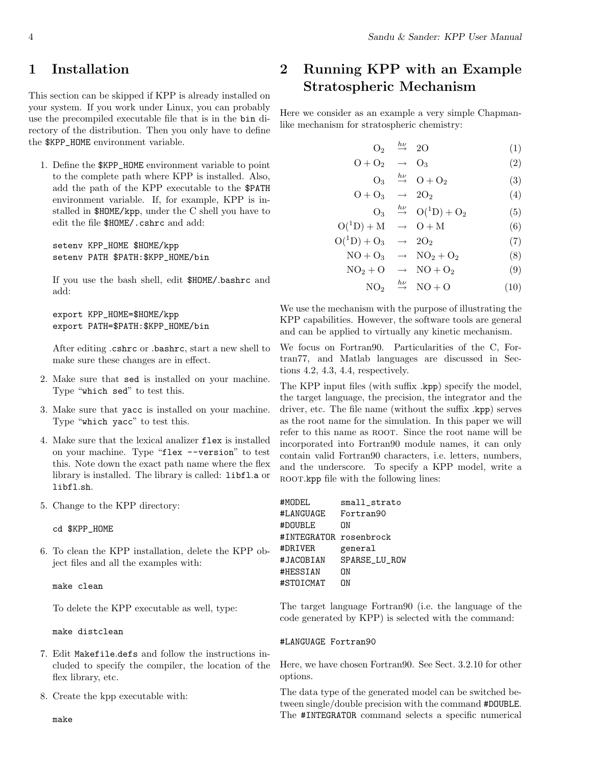# 1 Installation

This section can be skipped if KPP is already installed on your system. If you work under Linux, you can probably use the precompiled executable file that is in the `bin` directory of the distribution. Then you only have to define the `$KPP_HOME` environment variable.

1. Define the `$KPP_HOME` environment variable to point to the complete path where KPP is installed. Also, add the path of the KPP executable to the `$PATH` environment variable. If, for example, KPP is installed in `$HOME/kpp`, under the C shell you have to edit the file `$HOME/.cshrc` and add:

   ```
   setenv KPP_HOME $HOME/kpp
   setenv PATH $PATH:$KPP_HOME/bin
   ```

   If you use the bash shell, edit `$HOME/.bashrc` and add:

   ```
   export KPP_HOME=$HOME/kpp
   export PATH=$PATH:$KPP_HOME/bin
   ```

   After editing `.cshrc` or `.bashrc`, start a new shell to make sure these changes are in effect.

2. Make sure that `sed` is installed on your machine. Type "`which sed`" to test this.

3. Make sure that `yacc` is installed on your machine. Type "`which yacc`" to test this.

4. Make sure that the lexical analizer `flex` is installed on your machine. Type "`flex --version`" to test this. Note down the exact path name where the flex library is installed. The library is called: `libfl.a` or `libfl.sh`.

5. Change to the KPP directory:

   ```
   cd $KPP_HOME
   ```

6. To clean the KPP installation, delete the KPP object files and all the examples with:

   ```
   make clean
   ```

   To delete the KPP executable as well, type:

   ```
   make distclean
   ```

7. Edit `Makefile.defs` and follow the instructions included to specify the compiler, the location of the flex library, etc.

8. Create the kpp executable with:

   ```
   make
   ```

# 2 Running KPP with an Example Stratospheric Mechanism

Here we consider as an example a very simple Chapman-like mechanism for stratospheric chemistry:

$$O_2 \stackrel{h\nu}{\rightarrow} 2O \qquad (1)$$

$$O + O_2 \rightarrow O_3 \qquad (2)$$

$$O_3 \stackrel{h\nu}{\rightarrow} O + O_2 \qquad (3)$$

$$O + O_3 \rightarrow 2O_2 \qquad (4)$$

$$O_3 \stackrel{h\nu}{\rightarrow} O(^1D) + O_2 \qquad (5)$$

$$O(^1D) + M \rightarrow O + M \qquad (6)$$

$$O(^1D) + O_3 \rightarrow 2O_2 \qquad (7)$$

$$NO + O_3 \rightarrow NO_2 + O_2 \qquad (8)$$

$$NO_2 + O \rightarrow NO + O_2 \qquad (9)$$

$$NO_2 \stackrel{h\nu}{\rightarrow} NO + O \qquad (10)$$

We use the mechanism with the purpose of illustrating the KPP capabilities. However, the software tools are general and can be applied to virtually any kinetic mechanism.

We focus on Fortran90. Particularities of the C, Fortran77, and Matlab languages are discussed in Sections 4.2, 4.3, 4.4, respectively.

The KPP input files (with suffix `.kpp`) specify the model, the target language, the precision, the integrator and the driver, etc. The file name (without the suffix `.kpp`) serves as the root name for the simulation. In this paper we will refer to this name as ROOT. Since the root name will be incorporated into Fortran90 module names, it can only contain valid Fortran90 characters, i.e. letters, numbers, and the underscore. To specify a KPP model, write a ROOT`.kpp` file with the following lines:

```
#MODEL      small_strato
#LANGUAGE   Fortran90
#DOUBLE     ON
#INTEGRATOR rosenbrock
#DRIVER     general
#JACOBIAN   SPARSE_LU_ROW
#HESSIAN    ON
#STOICMAT   ON
```

The target language Fortran90 (i.e. the language of the code generated by KPP) is selected with the command:

```
#LANGUAGE Fortran90
```

Here, we have chosen Fortran90. See Sect. 3.2.10 for other options.

The data type of the generated model can be switched between single/double precision with the command `#DOUBLE`. The `#INTEGRATOR` command selects a specific numerical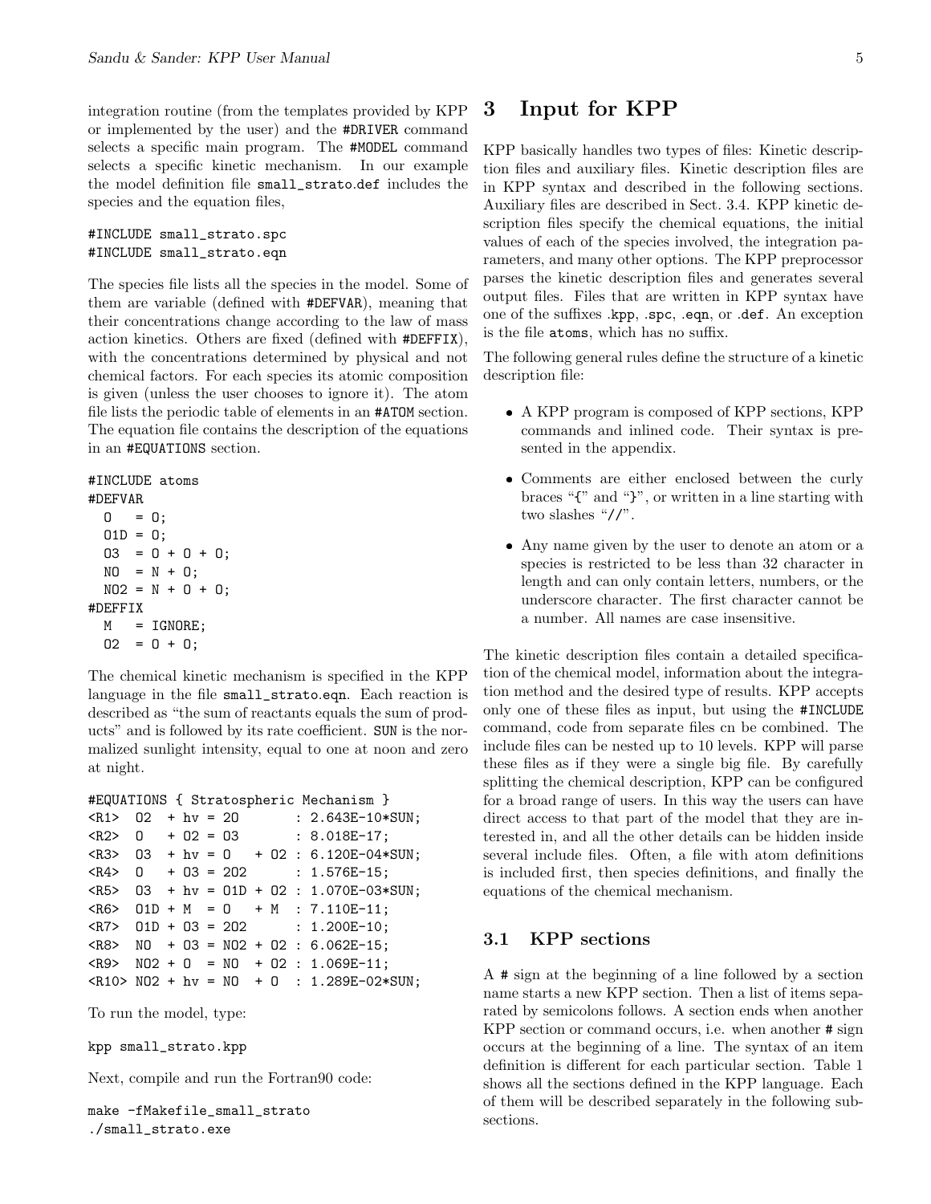integration routine (from the templates provided by KPP or implemented by the user) and the `#DRIVER` command selects a specific main program. The `#MODEL` command selects a specific kinetic mechanism. In our example the model definition file `small_strato.def` includes the species and the equation files,

```
#INCLUDE small_strato.spc
#INCLUDE small_strato.eqn
```

The species file lists all the species in the model. Some of them are variable (defined with `#DEFVAR`), meaning that their concentrations change according to the law of mass action kinetics. Others are fixed (defined with `#DEFFIX`), with the concentrations determined by physical and not chemical factors. For each species its atomic composition is given (unless the user chooses to ignore it). The atom file lists the periodic table of elements in an `#ATOM` section. The equation file contains the description of the equations in an `#EQUATIONS` section.

```
#INCLUDE atoms
#DEFVAR
  O   = O;
  O1D = O;
  O3  = O + O + O;
  NO  = N + O;
  NO2 = N + O + O;
#DEFFIX
  M   = IGNORE;
  O2  = O + O;
```

The chemical kinetic mechanism is specified in the KPP language in the file `small_strato.eqn`. Each reaction is described as "the sum of reactants equals the sum of products" and is followed by its rate coefficient. `SUN` is the normalized sunlight intensity, equal to one at noon and zero at night.

```
#EQUATIONS { Stratospheric Mechanism }
<R1>  O2  + hv = 2O       : 2.643E-10*SUN;
<R2>  O   + O2 = O3       : 8.018E-17;
<R3>  O3  + hv = O   + O2 : 6.120E-04*SUN;
<R4>  O   + O3 = 2O2      : 1.576E-15;
<R5>  O3  + hv = O1D + O2 : 1.070E-03*SUN;
<R6>  O1D + M  = O   + M  : 7.110E-11;
<R7>  O1D + O3 = 2O2      : 1.200E-10;
<R8>  NO  + O3 = NO2 + O2 : 6.062E-15;
<R9>  NO2 + O  = NO  + O2 : 1.069E-11;
<R10> NO2 + hv = NO  + O  : 1.289E-02*SUN;
```

To run the model, type:

```
kpp small_strato.kpp
```

Next, compile and run the Fortran90 code:

```
make -fMakefile_small_strato
./small_strato.exe
```

# 3 Input for KPP

KPP basically handles two types of files: Kinetic description files and auxiliary files. Kinetic description files are in KPP syntax and described in the following sections. Auxiliary files are described in Sect. 3.4. KPP kinetic description files specify the chemical equations, the initial values of each of the species involved, the integration parameters, and many other options. The KPP preprocessor parses the kinetic description files and generates several output files. Files that are written in KPP syntax have one of the suffixes `.kpp`, `.spc`, `.eqn`, or `.def`. An exception is the file `atoms`, which has no suffix.

The following general rules define the structure of a kinetic description file:

- A KPP program is composed of KPP sections, KPP commands and inlined code. Their syntax is presented in the appendix.
- Comments are either enclosed between the curly braces "`{`" and "`}`", or written in a line starting with two slashes "`//`".
- Any name given by the user to denote an atom or a species is restricted to be less than 32 character in length and can only contain letters, numbers, or the underscore character. The first character cannot be a number. All names are case insensitive.

The kinetic description files contain a detailed specification of the chemical model, information about the integration method and the desired type of results. KPP accepts only one of these files as input, but using the `#INCLUDE` command, code from separate files cn be combined. The include files can be nested up to 10 levels. KPP will parse these files as if they were a single big file. By carefully splitting the chemical description, KPP can be configured for a broad range of users. In this way the users can have direct access to that part of the model that they are interested in, and all the other details can be hidden inside several include files. Often, a file with atom definitions is included first, then species definitions, and finally the equations of the chemical mechanism.

## 3.1 KPP sections

A `#` sign at the beginning of a line followed by a section name starts a new KPP section. Then a list of items separated by semicolons follows. A section ends when another KPP section or command occurs, i.e. when another `#` sign occurs at the beginning of a line. The syntax of an item definition is different for each particular section. Table 1 shows all the sections defined in the KPP language. Each of them will be described separately in the following subsections.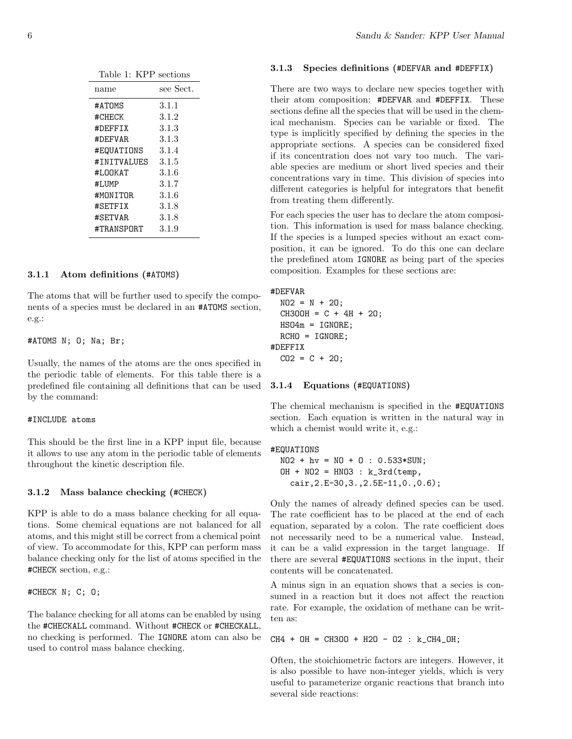Table 1: KPP sections

| name | see Sect. |
|---|---|
| #ATOMS | 3.1.1 |
| #CHECK | 3.1.2 |
| #DEFFIX | 3.1.3 |
| #DEFVAR | 3.1.3 |
| #EQUATIONS | 3.1.4 |
| #INITVALUES | 3.1.5 |
| #LOOKAT | 3.1.6 |
| #LUMP | 3.1.7 |
| #MONITOR | 3.1.6 |
| #SETFIX | 3.1.8 |
| #SETVAR | 3.1.8 |
| #TRANSPORT | 3.1.9 |

### 3.1.1 Atom definitions (#ATOMS)

The atoms that will be further used to specify the components of a species must be declared in an #ATOMS section, e.g.:

```
#ATOMS N; O; Na; Br;
```

Usually, the names of the atoms are the ones specified in the periodic table of elements. For this table there is a predefined file containing all definitions that can be used by the command:

```
#INCLUDE atoms
```

This should be the first line in a KPP input file, because it allows to use any atom in the periodic table of elements throughout the kinetic description file.

### 3.1.2 Mass balance checking (#CHECK)

KPP is able to do a mass balance checking for all equations. Some chemical equations are not balanced for all atoms, and this might still be correct from a chemical point of view. To accommodate for this, KPP can perform mass balance checking only for the list of atoms specified in the #CHECK section, e.g.:

```
#CHECK N; C; O;
```

The balance checking for all atoms can be enabled by using the #CHECKALL command. Without #CHECK or #CHECKALL, no checking is performed. The IGNORE atom can also be used to control mass balance checking.

### 3.1.3 Species definitions (#DEFVAR and #DEFFIX)

There are two ways to declare new species together with their atom composition: #DEFVAR and #DEFFIX. These sections define all the species that will be used in the chemical mechanism. Species can be variable or fixed. The type is implicitly specified by defining the species in the appropriate sections. A species can be considered fixed if its concentration does not vary too much. The variable species are medium or short lived species and their concentrations vary in time. This division of species into different categories is helpful for integrators that benefit from treating them differently.

For each species the user has to declare the atom composition. This information is used for mass balance checking. If the species is a lumped species without an exact composition, it can be ignored. To do this one can declare the predefined atom IGNORE as being part of the species composition. Examples for these sections are:

```
#DEFVAR
  NO2 = N + 2O;
  CH3OOH = C + 4H + 2O;
  HSO4m = IGNORE;
  RCHO = IGNORE;
#DEFFIX
  CO2 = C + 2O;
```

### 3.1.4 Equations (#EQUATIONS)

The chemical mechanism is specified in the #EQUATIONS section. Each equation is written in the natural way in which a chemist would write it, e.g.:

```
#EQUATIONS
  NO2 + hv = NO + O : 0.533*SUN;
  OH + NO2 = HNO3 : k_3rd(temp,
    cair,2.E-30,3.,2.5E-11,0.,0.6);
```

Only the names of already defined species can be used. The rate coefficient has to be placed at the end of each equation, separated by a colon. The rate coefficient does not necessarily need to be a numerical value. Instead, it can be a valid expression in the target language. If there are several #EQUATIONS sections in the input, their contents will be concatenated.

A minus sign in an equation shows that a secies is consumed in a reaction but it does not affect the reaction rate. For example, the oxidation of methane can be written as:

```
CH4 + OH = CH3OO + H2O - O2 : k_CH4_OH;
```

Often, the stoichiometric factors are integers. However, it is also possible to have non-integer yields, which is very useful to parameterize organic reactions that branch into several side reactions: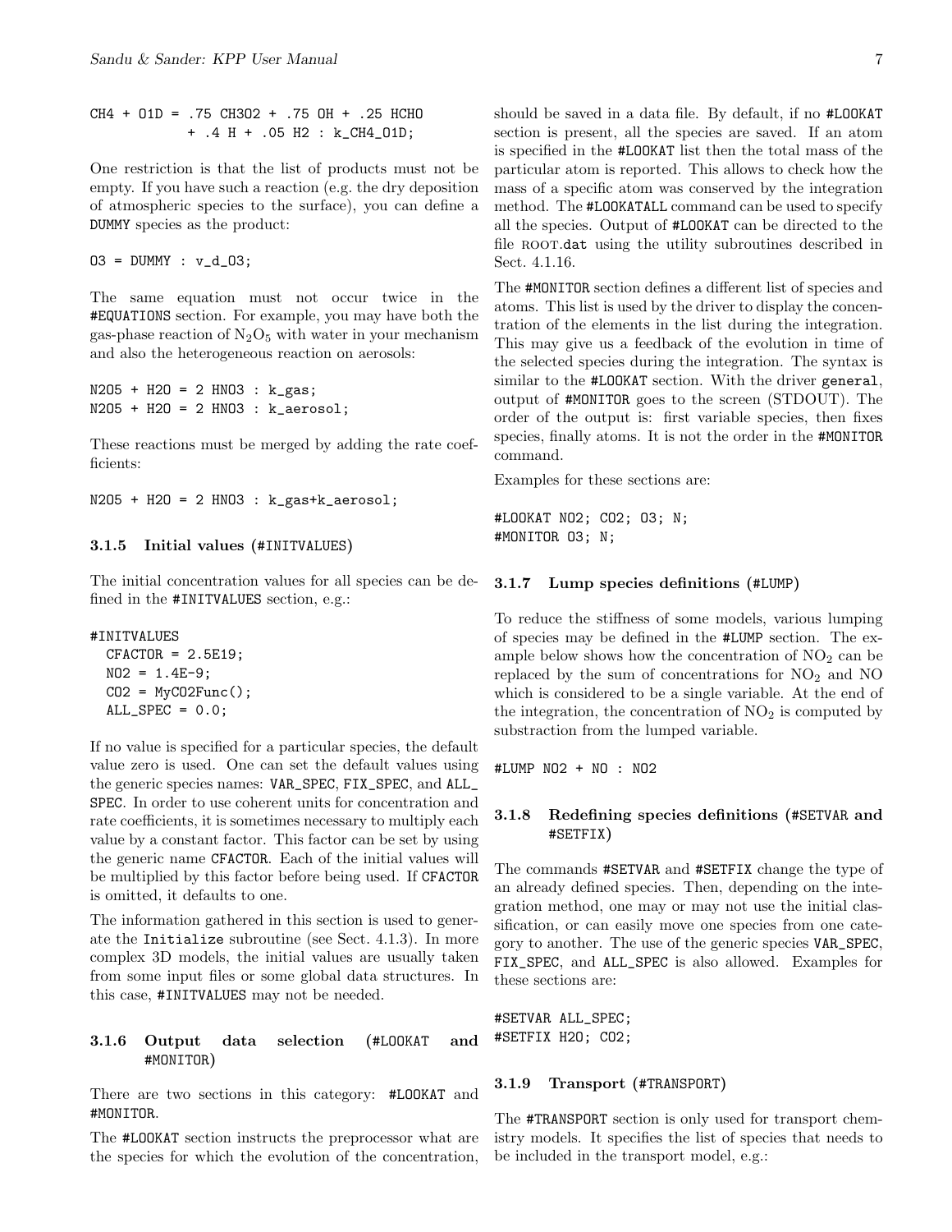```
CH4 + O1D = .75 CH3O2 + .75 OH + .25 HCHO
          + .4 H + .05 H2 : k_CH4_O1D;
```

One restriction is that the list of products must not be empty. If you have such a reaction (e.g. the dry deposition of atmospheric species to the surface), you can define a DUMMY species as the product:

```
O3 = DUMMY : v_d_O3;
```

The same equation must not occur twice in the #EQUATIONS section. For example, you may have both the gas-phase reaction of $N_2O_5$ with water in your mechanism and also the heterogeneous reaction on aerosols:

```
N2O5 + H2O = 2 HNO3 : k_gas;
N2O5 + H2O = 2 HNO3 : k_aerosol;
```

These reactions must be merged by adding the rate coefficients:

```
N2O5 + H2O = 2 HNO3 : k_gas+k_aerosol;
```

### 3.1.5 Initial values (#INITVALUES)

The initial concentration values for all species can be defined in the #INITVALUES section, e.g.:

```
#INITVALUES
  CFACTOR = 2.5E19;
  NO2 = 1.4E-9;
  CO2 = MyCO2Func();
  ALL_SPEC = 0.0;
```

If no value is specified for a particular species, the default value zero is used. One can set the default values using the generic species names: VAR_SPEC, FIX_SPEC, and ALL_SPEC. In order to use coherent units for concentration and rate coefficients, it is sometimes necessary to multiply each value by a constant factor. This factor can be set by using the generic name CFACTOR. Each of the initial values will be multiplied by this factor before being used. If CFACTOR is omitted, it defaults to one.

The information gathered in this section is used to generate the Initialize subroutine (see Sect. 4.1.3). In more complex 3D models, the initial values are usually taken from some input files or some global data structures. In this case, #INITVALUES may not be needed.

### 3.1.6 Output data selection (#LOOKAT and #MONITOR)

There are two sections in this category: #LOOKAT and #MONITOR.

The #LOOKAT section instructs the preprocessor what are the species for which the evolution of the concentration, should be saved in a data file. By default, if no #LOOKAT section is present, all the species are saved. If an atom is specified in the #LOOKAT list then the total mass of the particular atom is reported. This allows to check how the mass of a specific atom was conserved by the integration method. The #LOOKATALL command can be used to specify all the species. Output of #LOOKAT can be directed to the file ROOT.dat using the utility subroutines described in Sect. 4.1.16.

The #MONITOR section defines a different list of species and atoms. This list is used by the driver to display the concentration of the elements in the list during the integration. This may give us a feedback of the evolution in time of the selected species during the integration. The syntax is similar to the #LOOKAT section. With the driver general, output of #MONITOR goes to the screen (STDOUT). The order of the output is: first variable species, then fixes species, finally atoms. It is not the order in the #MONITOR command.

Examples for these sections are:

```
#LOOKAT NO2; CO2; O3; N;
#MONITOR O3; N;
```

### 3.1.7 Lump species definitions (#LUMP)

To reduce the stiffness of some models, various lumping of species may be defined in the #LUMP section. The example below shows how the concentration of $NO_2$ can be replaced by the sum of concentrations for $NO_2$ and NO which is considered to be a single variable. At the end of the integration, the concentration of $NO_2$ is computed by substraction from the lumped variable.

```
#LUMP NO2 + NO : NO2
```

### 3.1.8 Redefining species definitions (#SETVAR and #SETFIX)

The commands #SETVAR and #SETFIX change the type of an already defined species. Then, depending on the integration method, one may or may not use the initial classification, or can easily move one species from one category to another. The use of the generic species VAR_SPEC, FIX_SPEC, and ALL_SPEC is also allowed. Examples for these sections are:

```
#SETVAR ALL_SPEC;
#SETFIX H2O; CO2;
```

### 3.1.9 Transport (#TRANSPORT)

The #TRANSPORT section is only used for transport chemistry models. It specifies the list of species that needs to be included in the transport model, e.g.: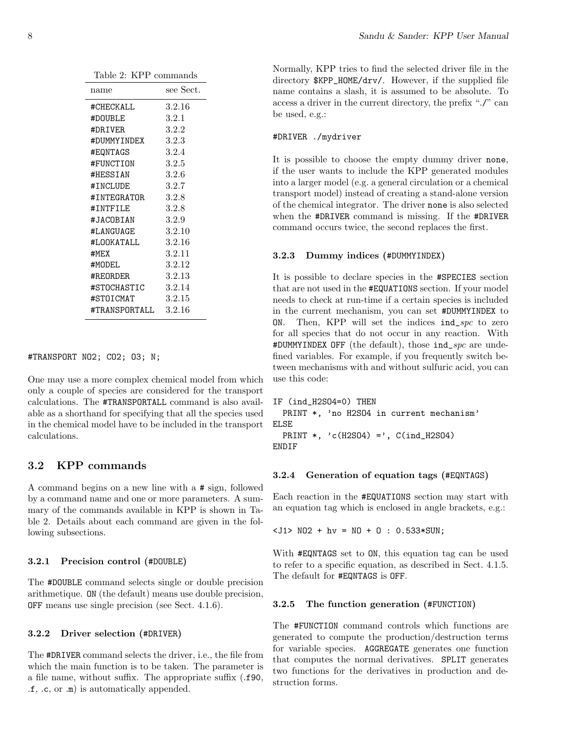Table 2: KPP commands

| name | see Sect. |
|---|---|
| #CHECKALL | 3.2.16 |
| #DOUBLE | 3.2.1 |
| #DRIVER | 3.2.2 |
| #DUMMYINDEX | 3.2.3 |
| #EQNTAGS | 3.2.4 |
| #FUNCTION | 3.2.5 |
| #HESSIAN | 3.2.6 |
| #INCLUDE | 3.2.7 |
| #INTEGRATOR | 3.2.8 |
| #INTFILE | 3.2.8 |
| #JACOBIAN | 3.2.9 |
| #LANGUAGE | 3.2.10 |
| #LOOKATALL | 3.2.16 |
| #MEX | 3.2.11 |
| #MODEL | 3.2.12 |
| #REORDER | 3.2.13 |
| #STOCHASTIC | 3.2.14 |
| #STOICMAT | 3.2.15 |
| #TRANSPORTALL | 3.2.16 |

```
#TRANSPORT NO2; CO2; O3; N;
```

One may use a more complex chemical model from which only a couple of species are considered for the transport calculations. The #TRANSPORTALL command is also available as a shorthand for specifying that all the species used in the chemical model have to be included in the transport calculations.

## 3.2 KPP commands

A command begins on a new line with a # sign, followed by a command name and one or more parameters. A summary of the commands available in KPP is shown in Table 2. Details about each command are given in the following subsections.

### 3.2.1 Precision control (#DOUBLE)

The #DOUBLE command selects single or double precision arithmetique. ON (the default) means use double precision, OFF means use single precision (see Sect. 4.1.6).

### 3.2.2 Driver selection (#DRIVER)

The #DRIVER command selects the driver, i.e., the file from which the main function is to be taken. The parameter is a file name, without suffix. The appropriate suffix (.f90, .f, .c, or .m) is automatically appended.

Normally, KPP tries to find the selected driver file in the directory $KPP_HOME/drv/. However, if the supplied file name contains a slash, it is assumed to be absolute. To access a driver in the current directory, the prefix "./" can be used, e.g.:

```
#DRIVER ./mydriver
```

It is possible to choose the empty dummy driver none, if the user wants to include the KPP generated modules into a larger model (e.g. a general circulation or a chemical transport model) instead of creating a stand-alone version of the chemical integrator. The driver none is also selected when the #DRIVER command is missing. If the #DRIVER command occurs twice, the second replaces the first.

### 3.2.3 Dummy indices (#DUMMYINDEX)

It is possible to declare species in the #SPECIES section that are not used in the #EQUATIONS section. If your model needs to check at run-time if a certain species is included in the current mechanism, you can set #DUMMYINDEX to ON. Then, KPP will set the indices ind_*spc* to zero for all species that do not occur in any reaction. With #DUMMYINDEX OFF (the default), those ind_*spc* are undefined variables. For example, if you frequently switch between mechanisms with and without sulfuric acid, you can use this code:

```
IF (ind_H2SO4=0) THEN
  PRINT *, 'no H2SO4 in current mechanism'
ELSE
  PRINT *, 'c(H2SO4) =', C(ind_H2SO4)
ENDIF
```

### 3.2.4 Generation of equation tags (#EQNTAGS)

Each reaction in the #EQUATIONS section may start with an equation tag which is enclosed in angle brackets, e.g.:

```
<J1> NO2 + hv = NO + O : 0.533*SUN;
```

With #EQNTAGS set to ON, this equation tag can be used to refer to a specific equation, as described in Sect. 4.1.5. The default for #EQNTAGS is OFF.

### 3.2.5 The function generation (#FUNCTION)

The #FUNCTION command controls which functions are generated to compute the production/destruction terms for variable species. AGGREGATE generates one function that computes the normal derivatives. SPLIT generates two functions for the derivatives in production and destruction forms.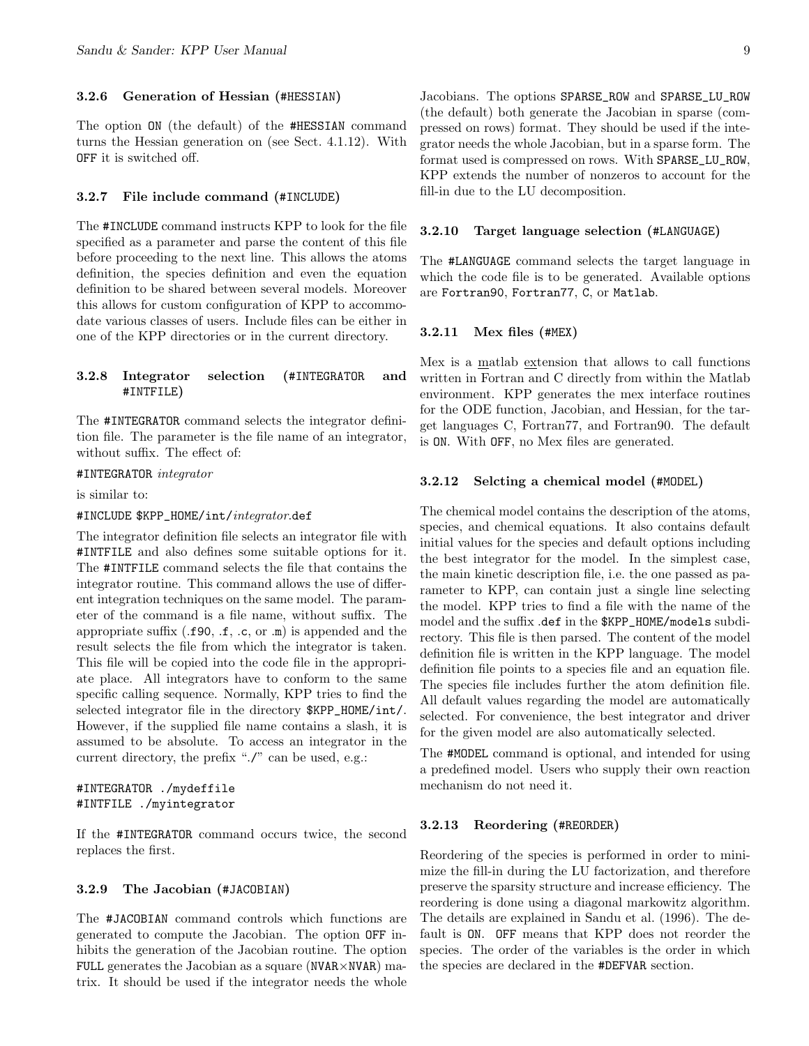### 3.2.6 Generation of Hessian (#HESSIAN)

The option ON (the default) of the #HESSIAN command turns the Hessian generation on (see Sect. 4.1.12). With OFF it is switched off.

### 3.2.7 File include command (#INCLUDE)

The #INCLUDE command instructs KPP to look for the file specified as a parameter and parse the content of this file before proceeding to the next line. This allows the atoms definition, the species definition and even the equation definition to be shared between several models. Moreover this allows for custom configuration of KPP to accommodate various classes of users. Include files can be either in one of the KPP directories or in the current directory.

### 3.2.8 Integrator selection (#INTEGRATOR and #INTFILE)

The #INTEGRATOR command selects the integrator definition file. The parameter is the file name of an integrator, without suffix. The effect of:

#INTEGRATOR *integrator*

is similar to:

#INCLUDE $KPP_HOME/int/*integrator*.def

The integrator definition file selects an integrator file with #INTFILE and also defines some suitable options for it. The #INTFILE command selects the file that contains the integrator routine. This command allows the use of different integration techniques on the same model. The parameter of the command is a file name, without suffix. The appropriate suffix (.f90, .f, .c, or .m) is appended and the result selects the file from which the integrator is taken. This file will be copied into the code file in the appropriate place. All integrators have to conform to the same specific calling sequence. Normally, KPP tries to find the selected integrator file in the directory $KPP_HOME/int/. However, if the supplied file name contains a slash, it is assumed to be absolute. To access an integrator in the current directory, the prefix "./" can be used, e.g.:

```
#INTEGRATOR ./mydeffile
#INTFILE ./myintegrator
```

If the #INTEGRATOR command occurs twice, the second replaces the first.

### 3.2.9 The Jacobian (#JACOBIAN)

The #JACOBIAN command controls which functions are generated to compute the Jacobian. The option OFF inhibits the generation of the Jacobian routine. The option FULL generates the Jacobian as a square (NVAR×NVAR) matrix. It should be used if the integrator needs the whole Jacobians. The options SPARSE_ROW and SPARSE_LU_ROW (the default) both generate the Jacobian in sparse (compressed on rows) format. They should be used if the integrator needs the whole Jacobian, but in a sparse form. The format used is compressed on rows. With SPARSE_LU_ROW, KPP extends the number of nonzeros to account for the fill-in due to the LU decomposition.

### 3.2.10 Target language selection (#LANGUAGE)

The #LANGUAGE command selects the target language in which the code file is to be generated. Available options are Fortran90, Fortran77, C, or Matlab.

### 3.2.11 Mex files (#MEX)

Mex is a matlab extension that allows to call functions written in Fortran and C directly from within the Matlab environment. KPP generates the mex interface routines for the ODE function, Jacobian, and Hessian, for the target languages C, Fortran77, and Fortran90. The default is ON. With OFF, no Mex files are generated.

### 3.2.12 Selcting a chemical model (#MODEL)

The chemical model contains the description of the atoms, species, and chemical equations. It also contains default initial values for the species and default options including the best integrator for the model. In the simplest case, the main kinetic description file, i.e. the one passed as parameter to KPP, can contain just a single line selecting the model. KPP tries to find a file with the name of the model and the suffix .def in the $KPP_HOME/models subdirectory. This file is then parsed. The content of the model definition file is written in the KPP language. The model definition file points to a species file and an equation file. The species file includes further the atom definition file. All default values regarding the model are automatically selected. For convenience, the best integrator and driver for the given model are also automatically selected.

The #MODEL command is optional, and intended for using a predefined model. Users who supply their own reaction mechanism do not need it.

### 3.2.13 Reordering (#REORDER)

Reordering of the species is performed in order to minimize the fill-in during the LU factorization, and therefore preserve the sparsity structure and increase efficiency. The reordering is done using a diagonal markowitz algorithm. The details are explained in Sandu et al. (1996). The default is ON. OFF means that KPP does not reorder the species. The order of the variables is the order in which the species are declared in the #DEFVAR section.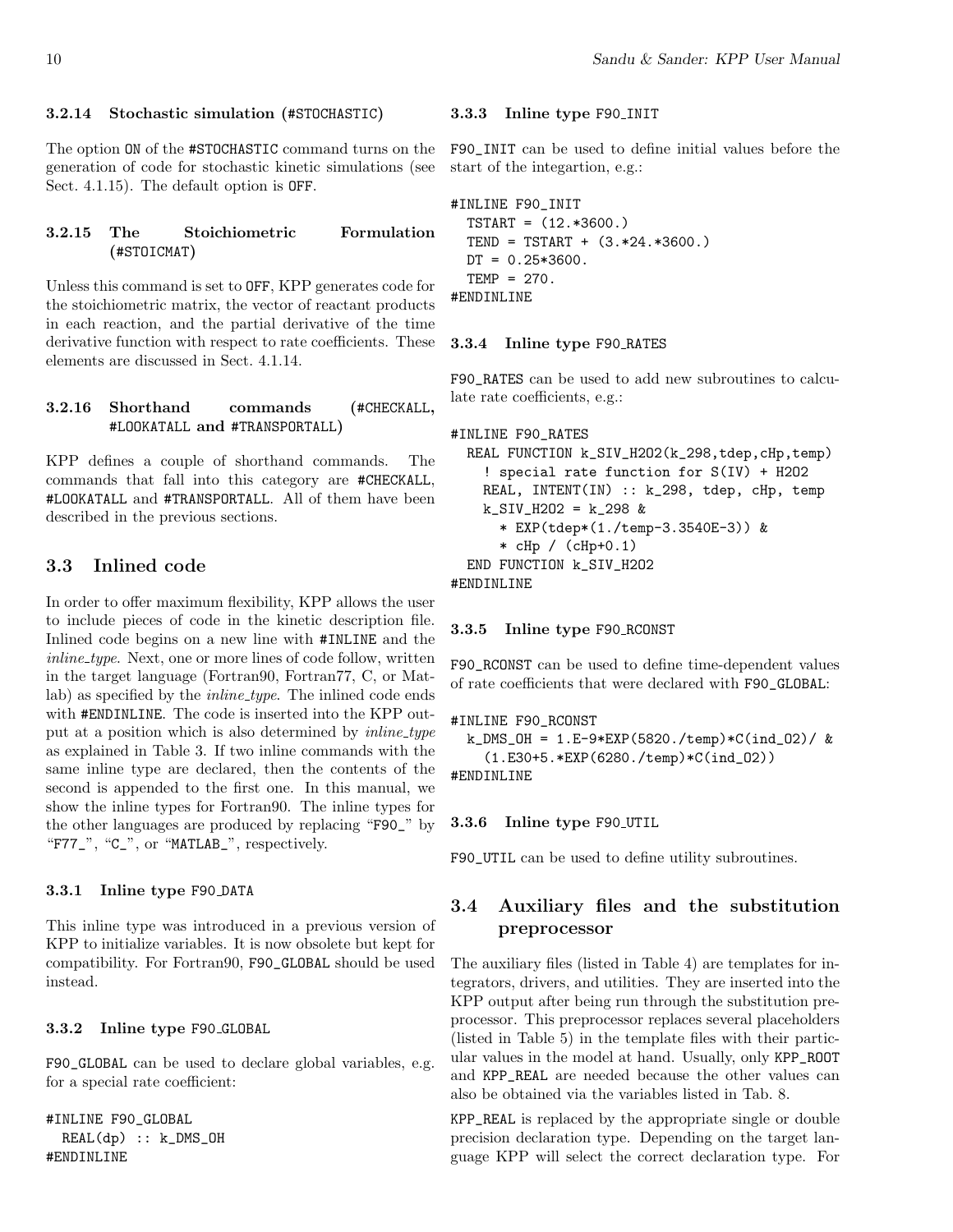#### 3.2.14 Stochastic simulation (#STOCHASTIC)

The option ON of the #STOCHASTIC command turns on the generation of code for stochastic kinetic simulations (see Sect. 4.1.15). The default option is OFF.

#### 3.2.15 The Stoichiometric Formulation (#STOICMAT)

Unless this command is set to OFF, KPP generates code for the stoichiometric matrix, the vector of reactant products in each reaction, and the partial derivative of the time derivative function with respect to rate coefficients. These elements are discussed in Sect. 4.1.14.

#### 3.2.16 Shorthand commands (#CHECKALL, #LOOKATALL and #TRANSPORTALL)

KPP defines a couple of shorthand commands. The commands that fall into this category are #CHECKALL, #LOOKATALL and #TRANSPORTALL. All of them have been described in the previous sections.

## 3.3 Inlined code

In order to offer maximum flexibility, KPP allows the user to include pieces of code in the kinetic description file. Inlined code begins on a new line with #INLINE and the *inline_type*. Next, one or more lines of code follow, written in the target language (Fortran90, Fortran77, C, or Matlab) as specified by the *inline_type*. The inlined code ends with #ENDINLINE. The code is inserted into the KPP output at a position which is also determined by *inline_type* as explained in Table 3. If two inline commands with the same inline type are declared, then the contents of the second is appended to the first one. In this manual, we show the inline types for Fortran90. The inline types for the other languages are produced by replacing "F90_" by "F77_", "C_", or "MATLAB_", respectively.

#### 3.3.1 Inline type F90_DATA

This inline type was introduced in a previous version of KPP to initialize variables. It is now obsolete but kept for compatibility. For Fortran90, F90_GLOBAL should be used instead.

#### 3.3.2 Inline type F90_GLOBAL

F90_GLOBAL can be used to declare global variables, e.g. for a special rate coefficient:

```
#INLINE F90_GLOBAL
  REAL(dp) :: k_DMS_OH
#ENDINLINE
```

#### 3.3.3 Inline type F90_INIT

F90_INIT can be used to define initial values before the start of the integartion, e.g.:

```
#INLINE F90_INIT
  TSTART = (12.*3600.)
  TEND = TSTART + (3.*24.*3600.)
  DT = 0.25*3600.
  TEMP = 270.
#ENDINLINE
```

#### 3.3.4 Inline type F90_RATES

F90_RATES can be used to add new subroutines to calculate rate coefficients, e.g.:

```
#INLINE F90_RATES
  REAL FUNCTION k_SIV_H2O2(k_298,tdep,cHp,temp)
    ! special rate function for S(IV) + H2O2
    REAL, INTENT(IN) :: k_298, tdep, cHp, temp
    k_SIV_H2O2 = k_298 &
      * EXP(tdep*(1./temp-3.3540E-3)) &
      * cHp / (cHp+0.1)
  END FUNCTION k_SIV_H2O2
#ENDINLINE
```

#### 3.3.5 Inline type F90_RCONST

F90_RCONST can be used to define time-dependent values of rate coefficients that were declared with F90_GLOBAL:

```
#INLINE F90_RCONST
  k_DMS_OH = 1.E-9*EXP(5820./temp)*C(ind_O2)/ &
    (1.E30+5.*EXP(6280./temp)*C(ind_O2))
#ENDINLINE
```

#### 3.3.6 Inline type F90_UTIL

F90_UTIL can be used to define utility subroutines.

## 3.4 Auxiliary files and the substitution preprocessor

The auxiliary files (listed in Table 4) are templates for integrators, drivers, and utilities. They are inserted into the KPP output after being run through the substitution preprocessor. This preprocessor replaces several placeholders (listed in Table 5) in the template files with their particular values in the model at hand. Usually, only KPP_ROOT and KPP_REAL are needed because the other values can also be obtained via the variables listed in Tab. 8.

KPP_REAL is replaced by the appropriate single or double precision declaration type. Depending on the target language KPP will select the correct declaration type. For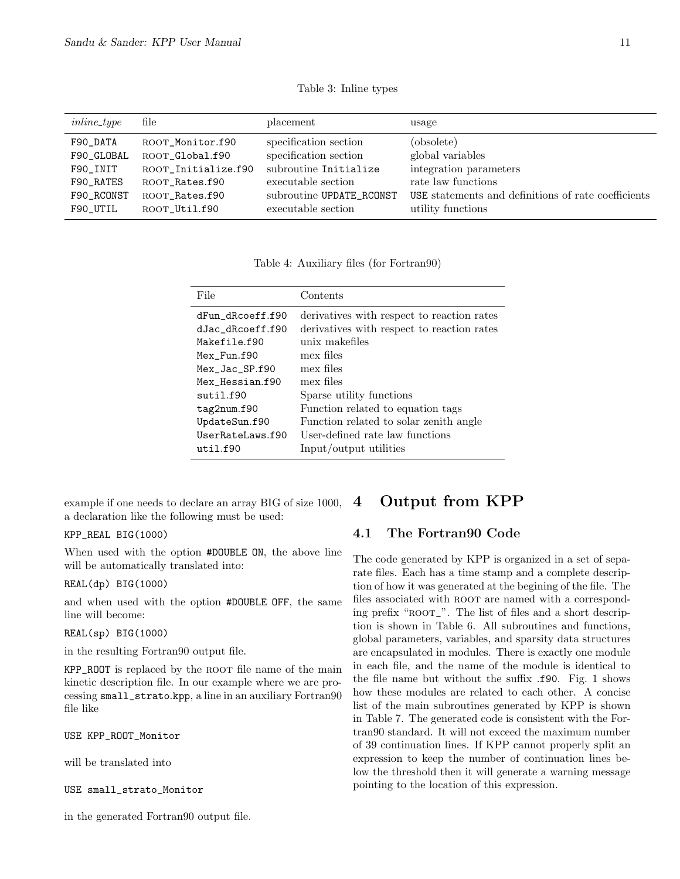Table 3: Inline types

| *inline_type* | file | placement | usage |
|---|---|---|---|
| F90_DATA | ROOT_Monitor.f90 | specification section | (obsolete) |
| F90_GLOBAL | ROOT_Global.f90 | specification section | global variables |
| F90_INIT | ROOT_Initialize.f90 | subroutine Initialize | integration parameters |
| F90_RATES | ROOT_Rates.f90 | executable section | rate law functions |
| F90_RCONST | ROOT_Rates.f90 | subroutine UPDATE_RCONST | USE statements and definitions of rate coefficients |
| F90_UTIL | ROOT_Util.f90 | executable section | utility functions |

Table 4: Auxiliary files (for Fortran90)

| File | Contents |
|---|---|
| dFun_dRcoeff.f90 | derivatives with respect to reaction rates |
| dJac_dRcoeff.f90 | derivatives with respect to reaction rates |
| Makefile.f90 | unix makefiles |
| Mex_Fun.f90 | mex files |
| Mex_Jac_SP.f90 | mex files |
| Mex_Hessian.f90 | mex files |
| sutil.f90 | Sparse utility functions |
| tag2num.f90 | Function related to equation tags |
| UpdateSun.f90 | Function related to solar zenith angle |
| UserRateLaws.f90 | User-defined rate law functions |
| util.f90 | Input/output utilities |

example if one needs to declare an array BIG of size 1000, a declaration like the following must be used:

```
KPP_REAL BIG(1000)
```

When used with the option #DOUBLE ON, the above line will be automatically translated into:

```
REAL(dp) BIG(1000)
```

and when used with the option #DOUBLE OFF, the same line will become:

```
REAL(sp) BIG(1000)
```

in the resulting Fortran90 output file.

KPP_ROOT is replaced by the ROOT file name of the main kinetic description file. In our example where we are processing small_strato.kpp, a line in an auxiliary Fortran90 file like

```
USE KPP_ROOT_Monitor
```

will be translated into

```
USE small_strato_Monitor
```

in the generated Fortran90 output file.

# 4 Output from KPP

## 4.1 The Fortran90 Code

The code generated by KPP is organized in a set of separate files. Each has a time stamp and a complete description of how it was generated at the begining of the file. The files associated with ROOT are named with a corresponding prefix "ROOT_". The list of files and a short description is shown in Table 6. All subroutines and functions, global parameters, variables, and sparsity data structures are encapsulated in modules. There is exactly one module in each file, and the name of the module is identical to the file name but without the suffix .f90. Fig. 1 shows how these modules are related to each other. A concise list of the main subroutines generated by KPP is shown in Table 7. The generated code is consistent with the Fortran90 standard. It will not exceed the maximum number of 39 continuation lines. If KPP cannot properly split an expression to keep the number of continuation lines below the threshold then it will generate a warning message pointing to the location of this expression.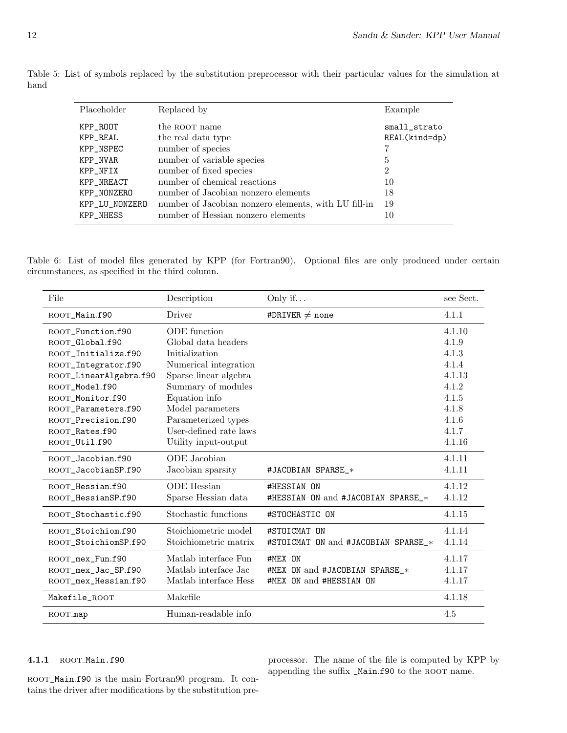Table 5: List of symbols replaced by the substitution preprocessor with their particular values for the simulation at hand

| Placeholder | Replaced by | Example |
|---|---|---|
| KPP_ROOT | the ROOT name | small_strato |
| KPP_REAL | the real data type | REAL(kind=dp) |
| KPP_NSPEC | number of species | 7 |
| KPP_NVAR | number of variable species | 5 |
| KPP_NFIX | number of fixed species | 2 |
| KPP_NREACT | number of chemical reactions | 10 |
| KPP_NONZERO | number of Jacobian nonzero elements | 18 |
| KPP_LU_NONZERO | number of Jacobian nonzero elements, with LU fill-in | 19 |
| KPP_NHESS | number of Hessian nonzero elements | 10 |

Table 6: List of model files generated by KPP (for Fortran90). Optional files are only produced under certain circumstances, as specified in the third column.

| File | Description | Only if... | see Sect. |
|---|---|---|---|
| ROOT_Main.f90 | Driver | #DRIVER ≠ none | 4.1.1 |
| ROOT_Function.f90 | ODE function | | 4.1.10 |
| ROOT_Global.f90 | Global data headers | | 4.1.9 |
| ROOT_Initialize.f90 | Initialization | | 4.1.3 |
| ROOT_Integrator.f90 | Numerical integration | | 4.1.4 |
| ROOT_LinearAlgebra.f90 | Sparse linear algebra | | 4.1.13 |
| ROOT_Model.f90 | Summary of modules | | 4.1.2 |
| ROOT_Monitor.f90 | Equation info | | 4.1.5 |
| ROOT_Parameters.f90 | Model parameters | | 4.1.8 |
| ROOT_Precision.f90 | Parameterized types | | 4.1.6 |
| ROOT_Rates.f90 | User-defined rate laws | | 4.1.7 |
| ROOT_Util.f90 | Utility input-output | | 4.1.16 |
| ROOT_Jacobian.f90 | ODE Jacobian | | 4.1.11 |
| ROOT_JacobianSP.f90 | Jacobian sparsity | #JACOBIAN SPARSE_* | 4.1.11 |
| ROOT_Hessian.f90 | ODE Hessian | #HESSIAN ON | 4.1.12 |
| ROOT_HessianSP.f90 | Sparse Hessian data | #HESSIAN ON and #JACOBIAN SPARSE_* | 4.1.12 |
| ROOT_Stochastic.f90 | Stochastic functions | #STOCHASTIC ON | 4.1.15 |
| ROOT_Stoichiom.f90 | Stoichiometric model | #STOICMAT ON | 4.1.14 |
| ROOT_StoichiomSP.f90 | Stoichiometric matrix | #STOICMAT ON and #JACOBIAN SPARSE_* | 4.1.14 |
| ROOT_mex_Fun.f90 | Matlab interface Fun | #MEX ON | 4.1.17 |
| ROOT_mex_Jac_SP.f90 | Matlab interface Jac | #MEX ON and #JACOBIAN SPARSE_* | 4.1.17 |
| ROOT_mex_Hessian.f90 | Matlab interface Hess | #MEX ON and #HESSIAN ON | 4.1.17 |
| Makefile_ROOT | Makefile | | 4.1.18 |
| ROOT.map | Human-readable info | | 4.5 |

#### 4.1.1 ROOT_Main.f90

ROOT_Main.f90 is the main Fortran90 program. It contains the driver after modifications by the substitution preprocessor. The name of the file is computed by KPP by appending the suffix _Main.f90 to the ROOT name.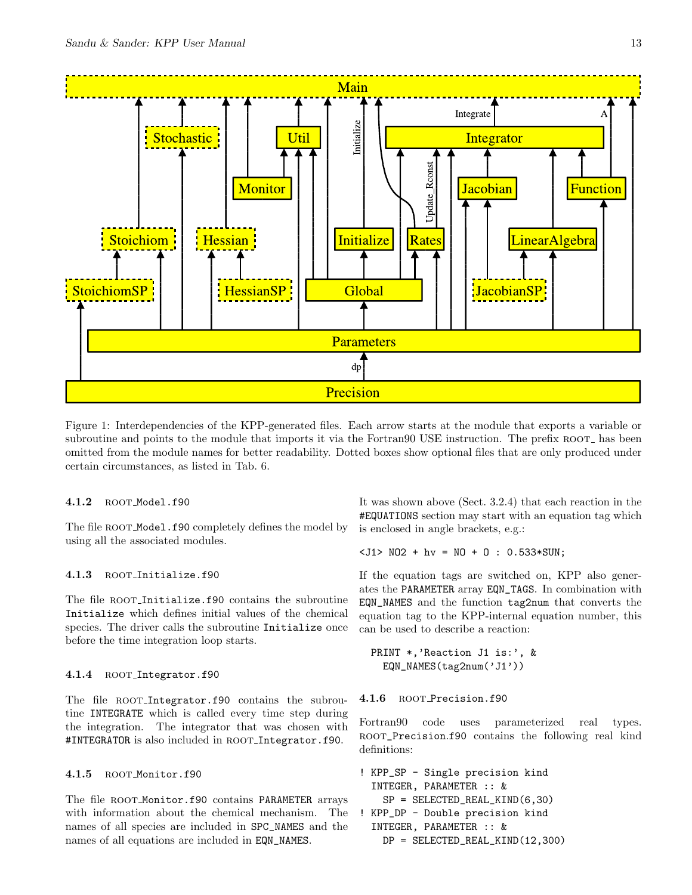Figure 1: Interdependencies of the KPP-generated files. Each arrow starts at the module that exports a variable or subroutine and points to the module that imports it via the Fortran90 USE instruction. The prefix ROOT_ has been omitted from the module names for better readability. Dotted boxes show optional files that are only produced under certain circumstances, as listed in Tab. 6.

#### 4.1.2 ROOT_Model.f90

The file ROOT_Model.f90 completely defines the model by using all the associated modules.

#### 4.1.3 ROOT_Initialize.f90

The file ROOT_Initialize.f90 contains the subroutine `Initialize` which defines initial values of the chemical species. The driver calls the subroutine `Initialize` once before the time integration loop starts.

#### 4.1.4 ROOT_Integrator.f90

The file ROOT_Integrator.f90 contains the subroutine `INTEGRATE` which is called every time step during the integration. The integrator that was chosen with `#INTEGRATOR` is also included in ROOT_Integrator.f90.

#### 4.1.5 ROOT_Monitor.f90

The file ROOT_Monitor.f90 contains `PARAMETER` arrays with information about the chemical mechanism. The names of all species are included in `SPC_NAMES` and the names of all equations are included in `EQN_NAMES`.

It was shown above (Sect. 3.2.4) that each reaction in the `#EQUATIONS` section may start with an equation tag which is enclosed in angle brackets, e.g.:

```
<J1> NO2 + hv = NO + O : 0.533*SUN;
```

If the equation tags are switched on, KPP also generates the `PARAMETER` array `EQN_TAGS`. In combination with `EQN_NAMES` and the function `tag2num` that converts the equation tag to the KPP-internal equation number, this can be used to describe a reaction:

```
  PRINT *,'Reaction J1 is:', &
    EQN_NAMES(tag2num('J1'))
```

#### 4.1.6 ROOT_Precision.f90

Fortran90 code uses parameterized real types. ROOT_Precision.f90 contains the following real kind definitions:

```
! KPP_SP - Single precision kind
  INTEGER, PARAMETER :: &
    SP = SELECTED_REAL_KIND(6,30)
! KPP_DP - Double precision kind
  INTEGER, PARAMETER :: &
    DP = SELECTED_REAL_KIND(12,300)
```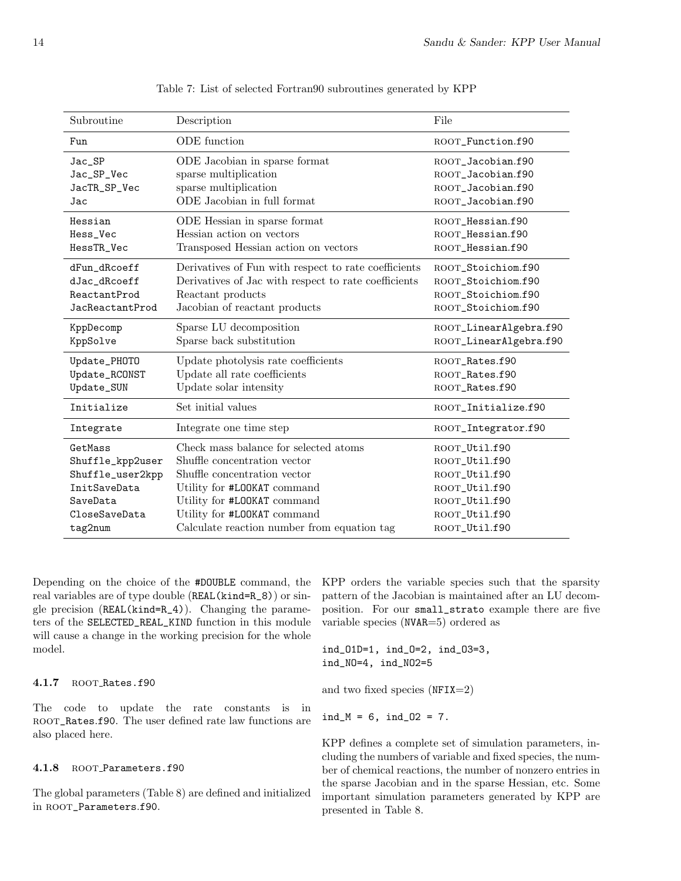Table 7: List of selected Fortran90 subroutines generated by KPP

| Subroutine | Description | File |
|---|---|---|
| Fun | ODE function | ROOT_Function.f90 |
| Jac_SP | ODE Jacobian in sparse format | ROOT_Jacobian.f90 |
| Jac_SP_Vec | sparse multiplication | ROOT_Jacobian.f90 |
| JacTR_SP_Vec | sparse multiplication | ROOT_Jacobian.f90 |
| Jac | ODE Jacobian in full format | ROOT_Jacobian.f90 |
| Hessian | ODE Hessian in sparse format | ROOT_Hessian.f90 |
| Hess_Vec | Hessian action on vectors | ROOT_Hessian.f90 |
| HessTR_Vec | Transposed Hessian action on vectors | ROOT_Hessian.f90 |
| dFun_dRcoeff | Derivatives of Fun with respect to rate coefficients | ROOT_Stoichiom.f90 |
| dJac_dRcoeff | Derivatives of Jac with respect to rate coefficients | ROOT_Stoichiom.f90 |
| ReactantProd | Reactant products | ROOT_Stoichiom.f90 |
| JacReactantProd | Jacobian of reactant products | ROOT_Stoichiom.f90 |
| KppDecomp | Sparse LU decomposition | ROOT_LinearAlgebra.f90 |
| KppSolve | Sparse back substitution | ROOT_LinearAlgebra.f90 |
| Update_PHOTO | Update photolysis rate coefficients | ROOT_Rates.f90 |
| Update_RCONST | Update all rate coefficients | ROOT_Rates.f90 |
| Update_SUN | Update solar intensity | ROOT_Rates.f90 |
| Initialize | Set initial values | ROOT_Initialize.f90 |
| Integrate | Integrate one time step | ROOT_Integrator.f90 |
| GetMass | Check mass balance for selected atoms | ROOT_Util.f90 |
| Shuffle_kpp2user | Shuffle concentration vector | ROOT_Util.f90 |
| Shuffle_user2kpp | Shuffle concentration vector | ROOT_Util.f90 |
| InitSaveData | Utility for #LOOKAT command | ROOT_Util.f90 |
| SaveData | Utility for #LOOKAT command | ROOT_Util.f90 |
| CloseSaveData | Utility for #LOOKAT command | ROOT_Util.f90 |
| tag2num | Calculate reaction number from equation tag | ROOT_Util.f90 |

Depending on the choice of the #DOUBLE command, the real variables are of type double (REAL(kind=R_8)) or single precision (REAL(kind=R_4)). Changing the parameters of the SELECTED_REAL_KIND function in this module will cause a change in the working precision for the whole model.

#### 4.1.7 ROOT_Rates.f90

The code to update the rate constants is in ROOT_Rates.f90. The user defined rate law functions are also placed here.

#### 4.1.8 ROOT_Parameters.f90

The global parameters (Table 8) are defined and initialized in ROOT_Parameters.f90.

KPP orders the variable species such that the sparsity pattern of the Jacobian is maintained after an LU decomposition. For our small_strato example there are five variable species (NVAR=5) ordered as

```
ind_O1D=1, ind_O=2, ind_O3=3,
ind_NO=4, ind_NO2=5
```

and two fixed species (NFIX=2)

```
ind_M = 6, ind_O2 = 7.
```

KPP defines a complete set of simulation parameters, including the numbers of variable and fixed species, the number of chemical reactions, the number of nonzero entries in the sparse Jacobian and in the sparse Hessian, etc. Some important simulation parameters generated by KPP are presented in Table 8.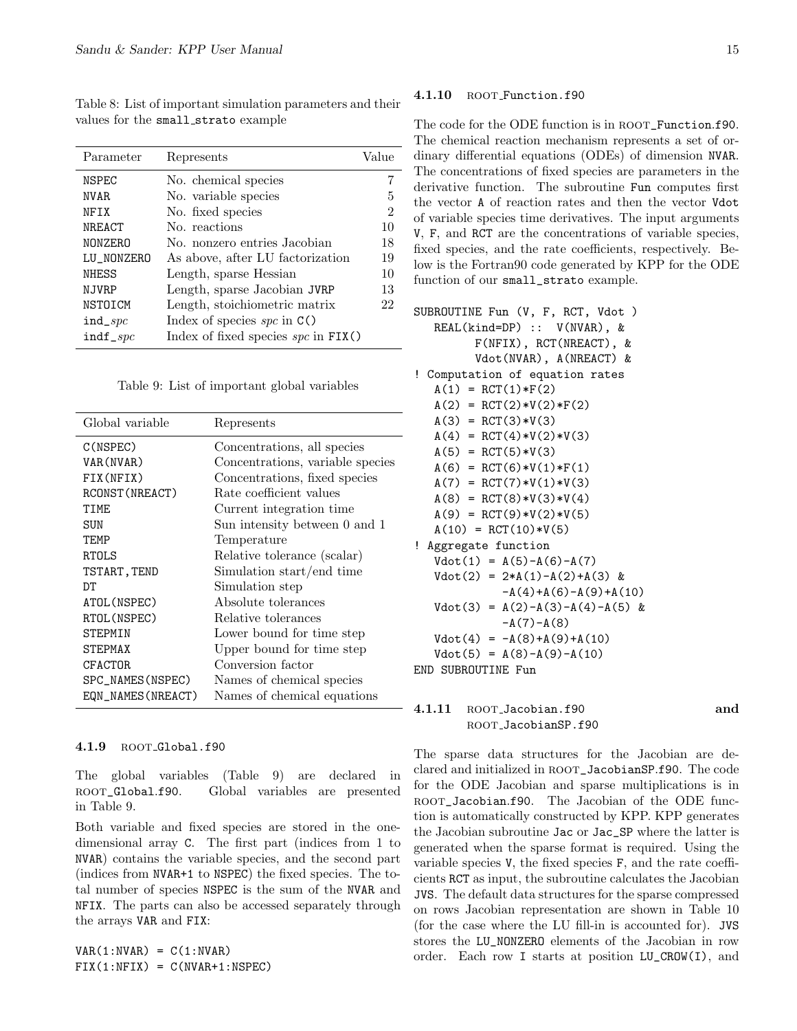Table 8: List of important simulation parameters and their values for the `small_strato` example

| Parameter | Represents | Value |
|---|---|---|
| NSPEC | No. chemical species | 7 |
| NVAR | No. variable species | 5 |
| NFIX | No. fixed species | 2 |
| NREACT | No. reactions | 10 |
| NONZERO | No. nonzero entries Jacobian | 18 |
| LU_NONZERO | As above, after LU factorization | 19 |
| NHESS | Length, sparse Hessian | 10 |
| NJVRP | Length, sparse Jacobian JVRP | 13 |
| NSTOICM | Length, stoichiometric matrix | 22 |
| ind_*spc* | Index of species *spc* in C() | |
| indf_*spc* | Index of fixed species *spc* in FIX() | |

Table 9: List of important global variables

| Global variable | Represents |
|---|---|
| C(NSPEC) | Concentrations, all species |
| VAR(NVAR) | Concentrations, variable species |
| FIX(NFIX) | Concentrations, fixed species |
| RCONST(NREACT) | Rate coefficient values |
| TIME | Current integration time |
| SUN | Sun intensity between 0 and 1 |
| TEMP | Temperature |
| RTOLS | Relative tolerance (scalar) |
| TSTART,TEND | Simulation start/end time |
| DT | Simulation step |
| ATOL(NSPEC) | Absolute tolerances |
| RTOL(NSPEC) | Relative tolerances |
| STEPMIN | Lower bound for time step |
| STEPMAX | Upper bound for time step |
| CFACTOR | Conversion factor |
| SPC_NAMES(NSPEC) | Names of chemical species |
| EQN_NAMES(NREACT) | Names of chemical equations |

#### 4.1.9 ROOT_Global.f90

The global variables (Table 9) are declared in ROOT_Global.f90. Global variables are presented in Table 9.

Both variable and fixed species are stored in the one-dimensional array C. The first part (indices from 1 to NVAR) contains the variable species, and the second part (indices from NVAR+1 to NSPEC) the fixed species. The total number of species NSPEC is the sum of the NVAR and NFIX. The parts can also be accessed separately through the arrays VAR and FIX:

```
VAR(1:NVAR) = C(1:NVAR)
FIX(1:NFIX) = C(NVAR+1:NSPEC)
```

#### 4.1.10 ROOT_Function.f90

The code for the ODE function is in ROOT_Function.f90. The chemical reaction mechanism represents a set of ordinary differential equations (ODEs) of dimension NVAR. The concentrations of fixed species are parameters in the derivative function. The subroutine Fun computes first the vector A of reaction rates and then the vector Vdot of variable species time derivatives. The input arguments V, F, and RCT are the concentrations of variable species, fixed species, and the rate coefficients, respectively. Below is the Fortran90 code generated by KPP for the ODE function of our `small_strato` example.

```
SUBROUTINE Fun (V, F, RCT, Vdot )
   REAL(kind=DP) ::  V(NVAR), &
         F(NFIX), RCT(NREACT), &
         Vdot(NVAR), A(NREACT) &
! Computation of equation rates
   A(1) = RCT(1)*F(2)
   A(2) = RCT(2)*V(2)*F(2)
   A(3) = RCT(3)*V(3)
   A(4) = RCT(4)*V(2)*V(3)
   A(5) = RCT(5)*V(3)
   A(6) = RCT(6)*V(1)*F(1)
   A(7) = RCT(7)*V(1)*V(3)
   A(8) = RCT(8)*V(3)*V(4)
   A(9) = RCT(9)*V(2)*V(5)
   A(10) = RCT(10)*V(5)
! Aggregate function
   Vdot(1) = A(5)-A(6)-A(7)
   Vdot(2) = 2*A(1)-A(2)+A(3) &
             -A(4)+A(6)-A(9)+A(10)
   Vdot(3) = A(2)-A(3)-A(4)-A(5) &
             -A(7)-A(8)
   Vdot(4) = -A(8)+A(9)+A(10)
   Vdot(5) = A(8)-A(9)-A(10)
END SUBROUTINE Fun
```

#### 4.1.11 ROOT_Jacobian.f90 and ROOT_JacobianSP.f90

The sparse data structures for the Jacobian are declared and initialized in ROOT_JacobianSP.f90. The code for the ODE Jacobian and sparse multiplications is in ROOT_Jacobian.f90. The Jacobian of the ODE function is automatically constructed by KPP. KPP generates the Jacobian subroutine Jac or Jac_SP where the latter is generated when the sparse format is required. Using the variable species V, the fixed species F, and the rate coefficients RCT as input, the subroutine calculates the Jacobian JVS. The default data structures for the sparse compressed on rows Jacobian representation are shown in Table 10 (for the case where the LU fill-in is accounted for). JVS stores the LU_NONZERO elements of the Jacobian in row order. Each row I starts at position LU_CROW(I), and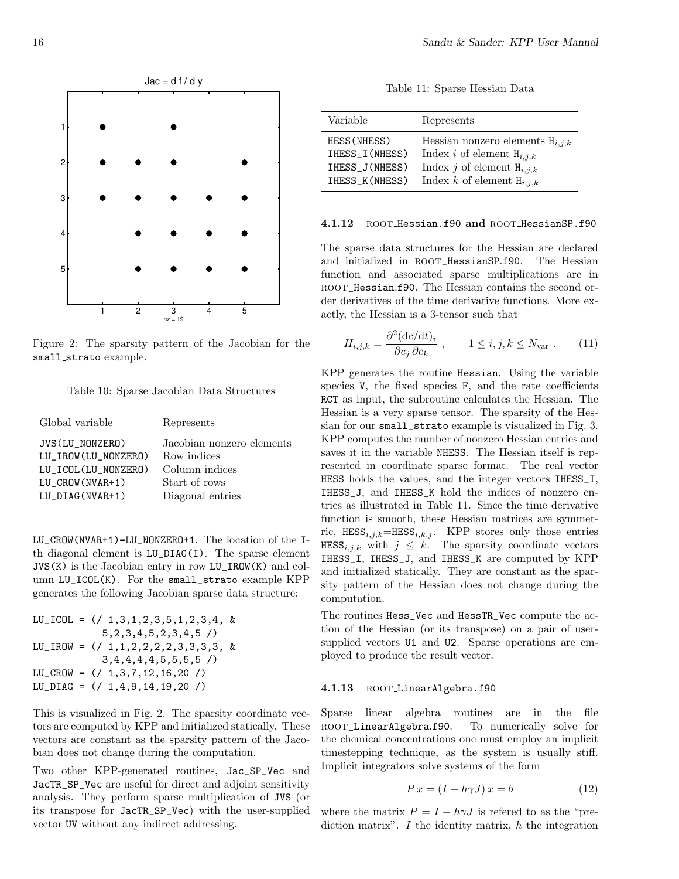Figure 2: The sparsity pattern of the Jacobian for the small_strato example.

Table 10: Sparse Jacobian Data Structures

| Global variable | Represents |
|---|---|
| JVS(LU_NONZERO) | Jacobian nonzero elements |
| LU_IROW(LU_NONZERO) | Row indices |
| LU_ICOL(LU_NONZERO) | Column indices |
| LU_CROW(NVAR+1) | Start of rows |
| LU_DIAG(NVAR+1) | Diagonal entries |

LU_CROW(NVAR+1)=LU_NONZERO+1. The location of the I-th diagonal element is LU_DIAG(I). The sparse element JVS(K) is the Jacobian entry in row LU_IROW(K) and column LU_ICOL(K). For the small_strato example KPP generates the following Jacobian sparse data structure:

```
LU_ICOL = (/ 1,3,1,2,3,5,1,2,3,4, &
           5,2,3,4,5,2,3,4,5 /)
LU_IROW = (/ 1,1,2,2,2,2,3,3,3,3, &
           3,4,4,4,4,5,5,5,5 /)
LU_CROW = (/ 1,3,7,12,16,20 /)
LU_DIAG = (/ 1,4,9,14,19,20 /)
```

This is visualized in Fig. 2. The sparsity coordinate vectors are computed by KPP and initialized statically. These vectors are constant as the sparsity pattern of the Jacobian does not change during the computation.

Two other KPP-generated routines, Jac_SP_Vec and JacTR_SP_Vec are useful for direct and adjoint sensitivity analysis. They perform sparse multiplication of JVS (or its transpose for JacTR_SP_Vec) with the user-supplied vector UV without any indirect addressing.

Table 11: Sparse Hessian Data

| Variable | Represents |
|---|---|
| HESS(NHESS) | Hessian nonzero elements $\mathtt{H}_{i,j,k}$ |
| IHESS_I(NHESS) | Index $i$ of element $\mathtt{H}_{i,j,k}$ |
| IHESS_J(NHESS) | Index $j$ of element $\mathtt{H}_{i,j,k}$ |
| IHESS_K(NHESS) | Index $k$ of element $\mathtt{H}_{i,j,k}$ |

#### 4.1.12 ROOT_Hessian.f90 and ROOT_HessianSP.f90

The sparse data structures for the Hessian are declared and initialized in ROOT_HessianSP.f90. The Hessian function and associated sparse multiplications are in ROOT_Hessian.f90. The Hessian contains the second order derivatives of the time derivative functions. More exactly, the Hessian is a 3-tensor such that

$$H_{i,j,k} = \frac{\partial^2 (\mathrm{d}c/\mathrm{d}t)_i}{\partial c_j \, \partial c_k} \,, \qquad 1 \le i,j,k \le N_{\mathrm{var}} \,. \tag{11}$$

KPP generates the routine Hessian. Using the variable species V, the fixed species F, and the rate coefficients RCT as input, the subroutine calculates the Hessian. The Hessian is a very sparse tensor. The sparsity of the Hessian for our small_strato example is visualized in Fig. 3. KPP computes the number of nonzero Hessian entries and saves it in the variable NHESS. The Hessian itself is represented in coordinate sparse format. The real vector HESS holds the values, and the integer vectors IHESS_I, IHESS_J, and IHESS_K hold the indices of nonzero entries as illustrated in Table 11. Since the time derivative function is smooth, these Hessian matrices are symmetric, $\mathtt{HESS}_{i,j,k}$=$\mathtt{HESS}_{i,k,j}$. KPP stores only those entries $\mathtt{HESS}_{i,j,k}$ with $j \le k$. The sparsity coordinate vectors IHESS_I, IHESS_J, and IHESS_K are computed by KPP and initialized statically. They are constant as the sparsity pattern of the Hessian does not change during the computation.

The routines Hess_Vec and HessTR_Vec compute the action of the Hessian (or its transpose) on a pair of user-supplied vectors U1 and U2. Sparse operations are employed to produce the result vector.

#### 4.1.13 ROOT_LinearAlgebra.f90

Sparse linear algebra routines are in the file ROOT_LinearAlgebra.f90. To numerically solve for the chemical concentrations one must employ an implicit timestepping technique, as the system is usually stiff. Implicit integrators solve systems of the form

$$P\,x = (I - h\gamma J)\,x = b \tag{12}$$

where the matrix $P = I - h\gamma J$ is refered to as the "prediction matrix". $I$ the identity matrix, $h$ the integration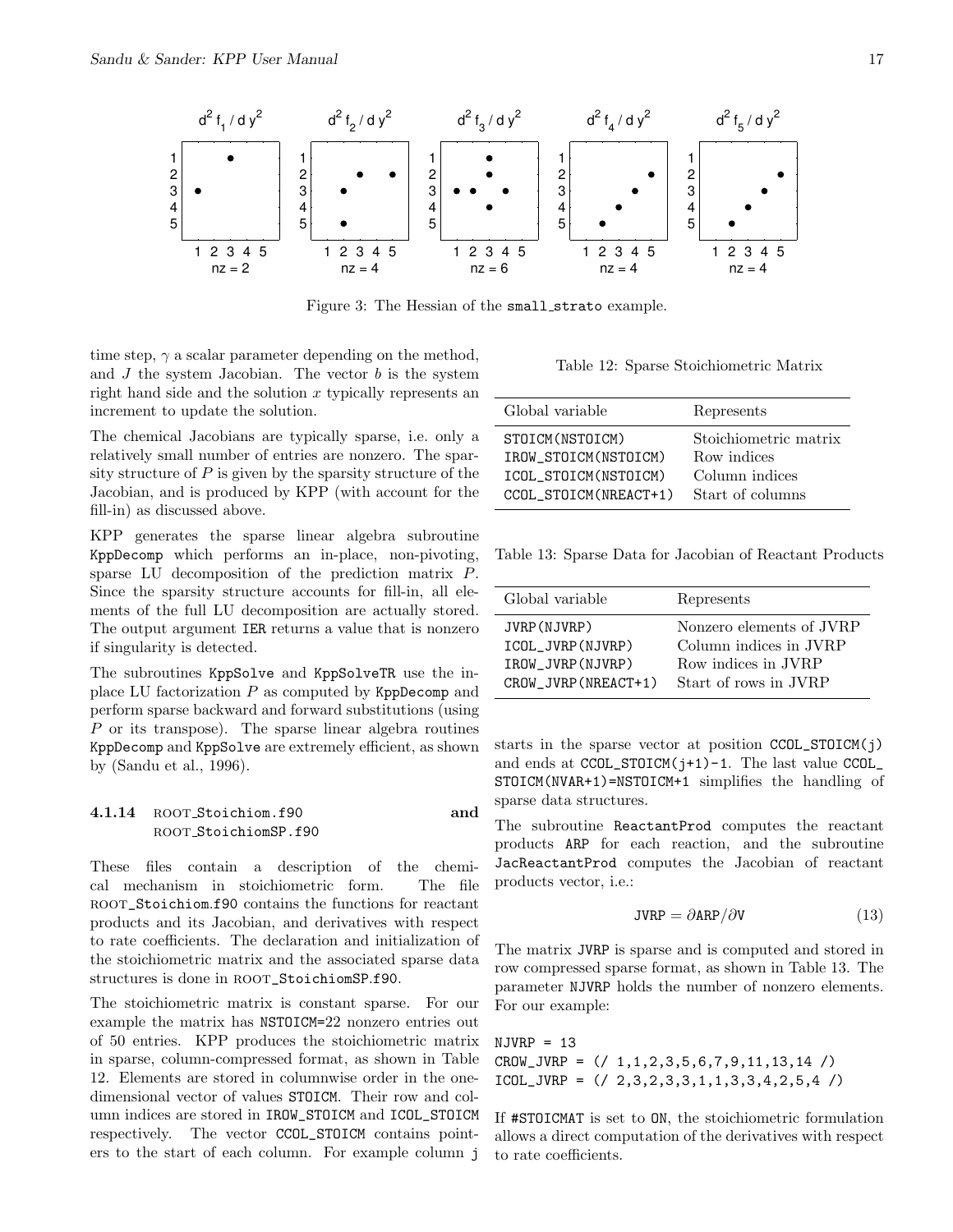Figure 3: The Hessian of the small_strato example.

time step, $\gamma$ a scalar parameter depending on the method, and $J$ the system Jacobian. The vector $b$ is the system right hand side and the solution $x$ typically represents an increment to update the solution.

The chemical Jacobians are typically sparse, i.e. only a relatively small number of entries are nonzero. The sparsity structure of $P$ is given by the sparsity structure of the Jacobian, and is produced by KPP (with account for the fill-in) as discussed above.

KPP generates the sparse linear algebra subroutine KppDecomp which performs an in-place, non-pivoting, sparse LU decomposition of the prediction matrix $P$. Since the sparsity structure accounts for fill-in, all elements of the full LU decomposition are actually stored. The output argument IER returns a value that is nonzero if singularity is detected.

The subroutines KppSolve and KppSolveTR use the in-place LU factorization $P$ as computed by KppDecomp and perform sparse backward and forward substitutions (using $P$ or its transpose). The sparse linear algebra routines KppDecomp and KppSolve are extremely efficient, as shown by (Sandu et al., 1996).

#### 4.1.14 ROOT_Stoichiom.f90 and ROOT_StoichiomSP.f90

These files contain a description of the chemical mechanism in stoichiometric form. The file ROOT_Stoichiom.f90 contains the functions for reactant products and its Jacobian, and derivatives with respect to rate coefficients. The declaration and initialization of the stoichiometric matrix and the associated sparse data structures is done in ROOT_StoichiomSP.f90.

The stoichiometric matrix is constant sparse. For our example the matrix has NSTOICM=22 nonzero entries out of 50 entries. KPP produces the stoichiometric matrix in sparse, column-compressed format, as shown in Table 12. Elements are stored in columnwise order in the one-dimensional vector of values STOICM. Their row and column indices are stored in IROW_STOICM and ICOL_STOICM respectively. The vector CCOL_STOICM contains pointers to the start of each column. For example column j starts in the sparse vector at position CCOL_STOICM(j) and ends at CCOL_STOICM(j+1)-1. The last value CCOL_STOICM(NVAR+1)=NSTOICM+1 simplifies the handling of sparse data structures.

Table 12: Sparse Stoichiometric Matrix

| Global variable | Represents |
|---|---|
| STOICM(NSTOICM) | Stoichiometric matrix |
| IROW_STOICM(NSTOICM) | Row indices |
| ICOL_STOICM(NSTOICM) | Column indices |
| CCOL_STOICM(NREACT+1) | Start of columns |

Table 13: Sparse Data for Jacobian of Reactant Products

| Global variable | Represents |
|---|---|
| JVRP(NJVRP) | Nonzero elements of JVRP |
| ICOL_JVRP(NJVRP) | Column indices in JVRP |
| IROW_JVRP(NJVRP) | Row indices in JVRP |
| CROW_JVRP(NREACT+1) | Start of rows in JVRP |

The subroutine ReactantProd computes the reactant products ARP for each reaction, and the subroutine JacReactantProd computes the Jacobian of reactant products vector, i.e.:

$$\text{JVRP} = \partial\text{ARP}/\partial\text{V} \tag{13}$$

The matrix JVRP is sparse and is computed and stored in row compressed sparse format, as shown in Table 13. The parameter NJVRP holds the number of nonzero elements. For our example:

```
NJVRP = 13
CROW_JVRP = (/ 1,1,2,3,5,6,7,9,11,13,14 /)
ICOL_JVRP = (/ 2,3,2,3,3,1,1,3,3,4,2,5,4 /)
```

If #STOICMAT is set to ON, the stoichiometric formulation allows a direct computation of the derivatives with respect to rate coefficients.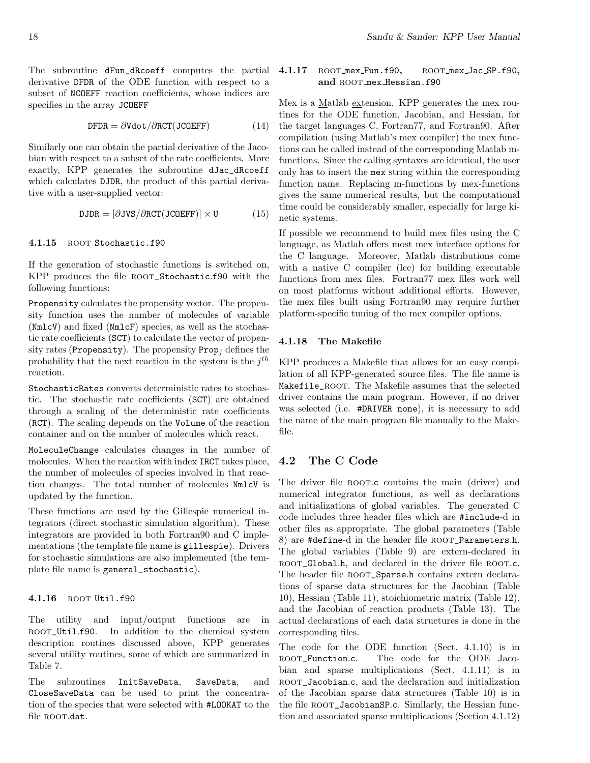The subroutine `dFun_dRcoeff` computes the partial derivative `DFDR` of the ODE function with respect to a subset of `NCOEFF` reaction coefficients, whose indices are specifies in the array `JCOEFF`

$$\texttt{DFDR} = \partial\texttt{Vdot}/\partial\texttt{RCT(JCOEFF)} \tag{14}$$

Similarly one can obtain the partial derivative of the Jacobian with respect to a subset of the rate coefficients. More exactly, KPP generates the subroutine `dJac_dRcoeff` which calculates `DJDR`, the product of this partial derivative with a user-supplied vector:

$$\texttt{DJDR} = [\partial\texttt{JVS}/\partial\texttt{RCT(JCOEFF)}] \times \texttt{U} \tag{15}$$

#### 4.1.15 ROOT_Stochastic.f90

If the generation of stochastic functions is switched on, KPP produces the file ROOT_Stochastic.f90 with the following functions:

`Propensity` calculates the propensity vector. The propensity function uses the number of molecules of variable (`NmlcV`) and fixed (`NmlcF`) species, as well as the stochastic rate coefficients (`SCT`) to calculate the vector of propensity rates (`Propensity`). The propensity $\texttt{Prop}_j$ defines the probability that the next reaction in the system is the $j^{th}$ reaction.

`StochasticRates` converts deterministic rates to stochastic. The stochastic rate coefficients (`SCT`) are obtained through a scaling of the deterministic rate coefficients (`RCT`). The scaling depends on the `Volume` of the reaction container and on the number of molecules which react.

`MoleculeChange` calculates changes in the number of molecules. When the reaction with index `IRCT` takes place, the number of molecules of species involved in that reaction changes. The total number of molecules `NmlcV` is updated by the function.

These functions are used by the Gillespie numerical integrators (direct stochastic simulation algorithm). These integrators are provided in both Fortran90 and C implementations (the template file name is `gillespie`). Drivers for stochastic simulations are also implemented (the template file name is `general_stochastic`).

#### 4.1.16 ROOT_Util.f90

The utility and input/output functions are in ROOT_Util.f90. In addition to the chemical system description routines discussed above, KPP generates several utility routines, some of which are summarized in Table 7.

The subroutines `InitSaveData`, `SaveData`, and `CloseSaveData` can be used to print the concentration of the species that were selected with `#LOOKAT` to the file ROOT.dat.

#### 4.1.17 ROOT_mex_Fun.f90, ROOT_mex_Jac_SP.f90, and ROOT_mex_Hessian.f90

Mex is a Matlab extension. KPP generates the mex routines for the ODE function, Jacobian, and Hessian, for the target languages C, Fortran77, and Fortran90. After compilation (using Matlab's mex compiler) the mex functions can be called instead of the corresponding Matlab m-functions. Since the calling syntaxes are identical, the user only has to insert the `mex` string within the corresponding function name. Replacing m-functions by mex-functions gives the same numerical results, but the computational time could be considerably smaller, especially for large kinetic systems.

If possible we recommend to build mex files using the C language, as Matlab offers most mex interface options for the C language. Moreover, Matlab distributions come with a native C compiler (lcc) for building executable functions from mex files. Fortran77 mex files work well on most platforms without additional efforts. However, the mex files built using Fortran90 may require further platform-specific tuning of the mex compiler options.

#### 4.1.18 The Makefile

KPP produces a Makefile that allows for an easy compilation of all KPP-generated source files. The file name is Makefile_ROOT. The Makefile assumes that the selected driver contains the main program. However, if no driver was selected (i.e. `#DRIVER none`), it is necessary to add the name of the main program file manually to the Makefile.

## 4.2 The C Code

The driver file ROOT.c contains the main (driver) and numerical integrator functions, as well as declarations and initializations of global variables. The generated C code includes three header files which are `#include`-d in other files as appropriate. The global parameters (Table 8) are `#define`-d in the header file ROOT_Parameters.h. The global variables (Table 9) are extern-declared in ROOT_Global.h, and declared in the driver file ROOT.c. The header file ROOT_Sparse.h contains extern declarations of sparse data structures for the Jacobian (Table 10), Hessian (Table 11), stoichiometric matrix (Table 12), and the Jacobian of reaction products (Table 13). The actual declarations of each data structures is done in the corresponding files.

The code for the ODE function (Sect. 4.1.10) is in ROOT_Function.c. The code for the ODE Jacobian and sparse multiplications (Sect. 4.1.11) is in ROOT_Jacobian.c, and the declaration and initialization of the Jacobian sparse data structures (Table 10) is in the file ROOT_JacobianSP.c. Similarly, the Hessian function and associated sparse multiplications (Section 4.1.12)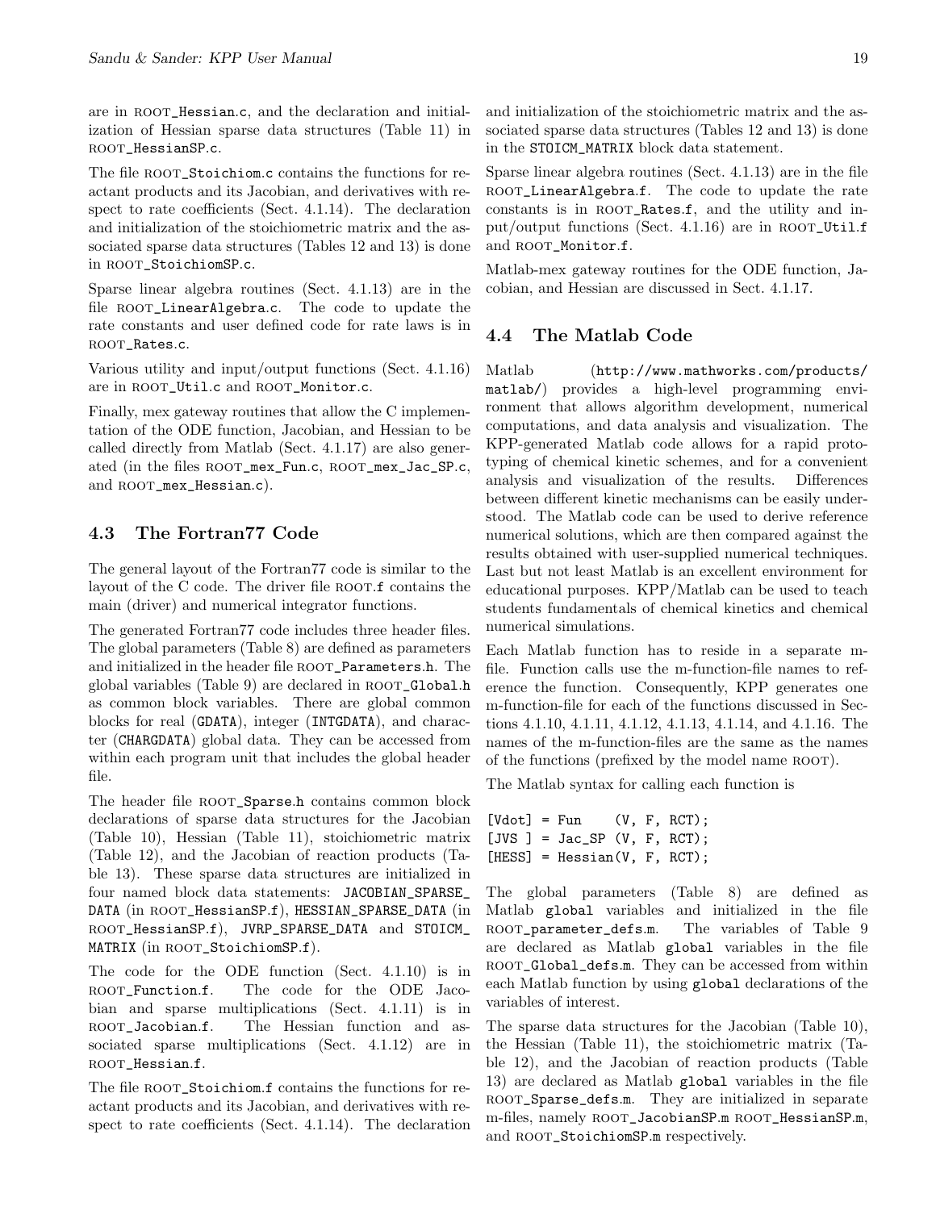are in ROOT_Hessian.c, and the declaration and initialization of Hessian sparse data structures (Table 11) in ROOT_HessianSP.c.

The file ROOT_Stoichiom.c contains the functions for reactant products and its Jacobian, and derivatives with respect to rate coefficients (Sect. 4.1.14). The declaration and initialization of the stoichiometric matrix and the associated sparse data structures (Tables 12 and 13) is done in ROOT_StoichiomSP.c.

Sparse linear algebra routines (Sect. 4.1.13) are in the file ROOT_LinearAlgebra.c. The code to update the rate constants and user defined code for rate laws is in ROOT_Rates.c.

Various utility and input/output functions (Sect. 4.1.16) are in ROOT_Util.c and ROOT_Monitor.c.

Finally, mex gateway routines that allow the C implementation of the ODE function, Jacobian, and Hessian to be called directly from Matlab (Sect. 4.1.17) are also generated (in the files ROOT_mex_Fun.c, ROOT_mex_Jac_SP.c, and ROOT_mex_Hessian.c).

## 4.3 The Fortran77 Code

The general layout of the Fortran77 code is similar to the layout of the C code. The driver file ROOT.f contains the main (driver) and numerical integrator functions.

The generated Fortran77 code includes three header files. The global parameters (Table 8) are defined as parameters and initialized in the header file ROOT_Parameters.h. The global variables (Table 9) are declared in ROOT_Global.h as common block variables. There are global common blocks for real (GDATA), integer (INTGDATA), and character (CHARGDATA) global data. They can be accessed from within each program unit that includes the global header file.

The header file ROOT_Sparse.h contains common block declarations of sparse data structures for the Jacobian (Table 10), Hessian (Table 11), stoichiometric matrix (Table 12), and the Jacobian of reaction products (Table 13). These sparse data structures are initialized in four named block data statements: JACOBIAN_SPARSE_DATA (in ROOT_HessianSP.f), HESSIAN_SPARSE_DATA (in ROOT_HessianSP.f), JVRP_SPARSE_DATA and STOICM_MATRIX (in ROOT_StoichiomSP.f).

The code for the ODE function (Sect. 4.1.10) is in ROOT_Function.f. The code for the ODE Jacobian and sparse multiplications (Sect. 4.1.11) is in ROOT_Jacobian.f. The Hessian function and associated sparse multiplications (Sect. 4.1.12) are in ROOT_Hessian.f.

The file ROOT_Stoichiom.f contains the functions for reactant products and its Jacobian, and derivatives with respect to rate coefficients (Sect. 4.1.14). The declaration and initialization of the stoichiometric matrix and the associated sparse data structures (Tables 12 and 13) is done in the STOICM_MATRIX block data statement.

Sparse linear algebra routines (Sect. 4.1.13) are in the file ROOT_LinearAlgebra.f. The code to update the rate constants is in ROOT_Rates.f, and the utility and input/output functions (Sect. 4.1.16) are in ROOT_Util.f and ROOT_Monitor.f.

Matlab-mex gateway routines for the ODE function, Jacobian, and Hessian are discussed in Sect. 4.1.17.

## 4.4 The Matlab Code

Matlab (http://www.mathworks.com/products/matlab/) provides a high-level programming environment that allows algorithm development, numerical computations, and data analysis and visualization. The KPP-generated Matlab code allows for a rapid prototyping of chemical kinetic schemes, and for a convenient analysis and visualization of the results. Differences between different kinetic mechanisms can be easily understood. The Matlab code can be used to derive reference numerical solutions, which are then compared against the results obtained with user-supplied numerical techniques. Last but not least Matlab is an excellent environment for educational purposes. KPP/Matlab can be used to teach students fundamentals of chemical kinetics and chemical numerical simulations.

Each Matlab function has to reside in a separate m-file. Function calls use the m-function-file names to reference the function. Consequently, KPP generates one m-function-file for each of the functions discussed in Sections 4.1.10, 4.1.11, 4.1.12, 4.1.13, 4.1.14, and 4.1.16. The names of the m-function-files are the same as the names of the functions (prefixed by the model name ROOT).

The Matlab syntax for calling each function is

```
[Vdot] = Fun    (V, F, RCT);
[JVS ] = Jac_SP (V, F, RCT);
[HESS] = Hessian(V, F, RCT);
```

The global parameters (Table 8) are defined as Matlab global variables and initialized in the file ROOT_parameter_defs.m. The variables of Table 9 are declared as Matlab global variables in the file ROOT_Global_defs.m. They can be accessed from within each Matlab function by using global declarations of the variables of interest.

The sparse data structures for the Jacobian (Table 10), the Hessian (Table 11), the stoichiometric matrix (Table 12), and the Jacobian of reaction products (Table 13) are declared as Matlab global variables in the file ROOT_Sparse_defs.m. They are initialized in separate m-files, namely ROOT_JacobianSP.m ROOT_HessianSP.m, and ROOT_StoichiomSP.m respectively.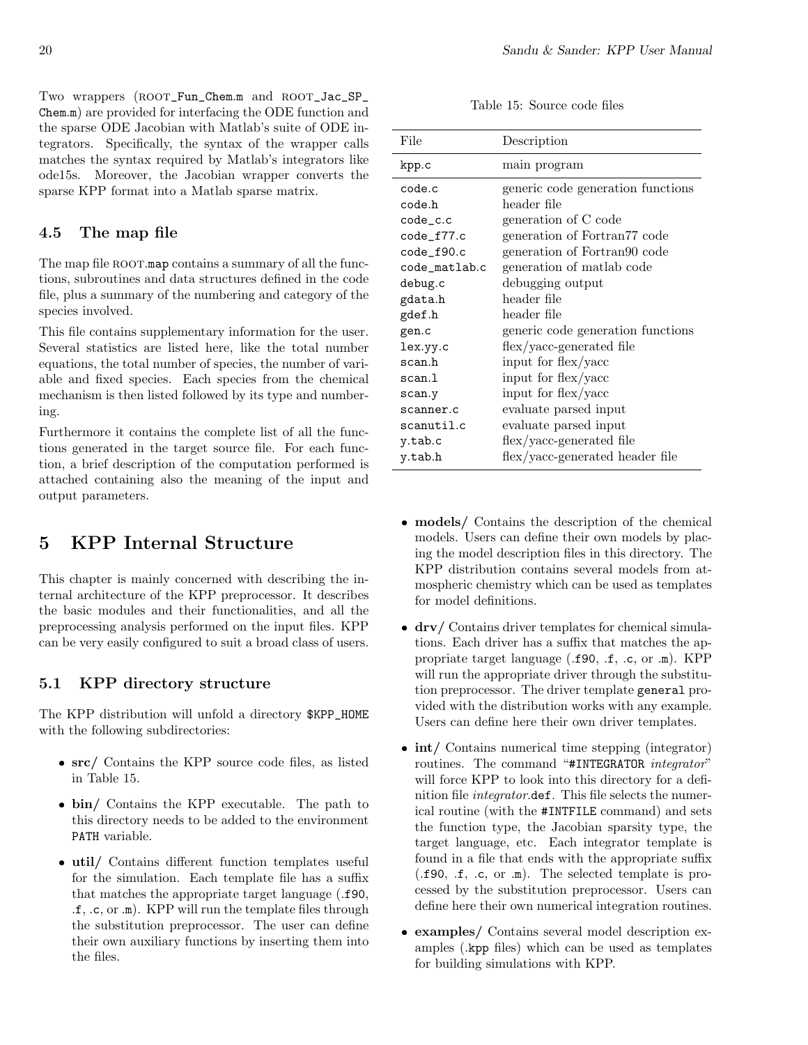Two wrappers (ROOT_Fun_Chem.m and ROOT_Jac_SP_Chem.m) are provided for interfacing the ODE function and the sparse ODE Jacobian with Matlab's suite of ODE integrators. Specifically, the syntax of the wrapper calls matches the syntax required by Matlab's integrators like ode15s. Moreover, the Jacobian wrapper converts the sparse KPP format into a Matlab sparse matrix.

### 4.5 The map file

The map file ROOT.map contains a summary of all the functions, subroutines and data structures defined in the code file, plus a summary of the numbering and category of the species involved.

This file contains supplementary information for the user. Several statistics are listed here, like the total number equations, the total number of species, the number of variable and fixed species. Each species from the chemical mechanism is then listed followed by its type and numbering.

Furthermore it contains the complete list of all the functions generated in the target source file. For each function, a brief description of the computation performed is attached containing also the meaning of the input and output parameters.

## 5 KPP Internal Structure

This chapter is mainly concerned with describing the internal architecture of the KPP preprocessor. It describes the basic modules and their functionalities, and all the preprocessing analysis performed on the input files. KPP can be very easily configured to suit a broad class of users.

### 5.1 KPP directory structure

The KPP distribution will unfold a directory `$KPP_HOME` with the following subdirectories:

- **src/** Contains the KPP source code files, as listed in Table 15.
- **bin/** Contains the KPP executable. The path to this directory needs to be added to the environment `PATH` variable.
- **util/** Contains different function templates useful for the simulation. Each template file has a suffix that matches the appropriate target language (`.f90`, `.f`, `.c`, or `.m`). KPP will run the template files through the substitution preprocessor. The user can define their own auxiliary functions by inserting them into the files.
- **models/** Contains the description of the chemical models. Users can define their own models by placing the model description files in this directory. The KPP distribution contains several models from atmospheric chemistry which can be used as templates for model definitions.
- **drv/** Contains driver templates for chemical simulations. Each driver has a suffix that matches the appropriate target language (`.f90`, `.f`, `.c`, or `.m`). KPP will run the appropriate driver through the substitution preprocessor. The driver template `general` provided with the distribution works with any example. Users can define here their own driver templates.
- **int/** Contains numerical time stepping (integrator) routines. The command "`#INTEGRATOR` *integrator*" will force KPP to look into this directory for a definition file *integrator*`.def`. This file selects the numerical routine (with the `#INTFILE` command) and sets the function type, the Jacobian sparsity type, the target language, etc. Each integrator template is found in a file that ends with the appropriate suffix (`.f90`, `.f`, `.c`, or `.m`). The selected template is processed by the substitution preprocessor. Users can define here their own numerical integration routines.
- **examples/** Contains several model description examples (`.kpp` files) which can be used as templates for building simulations with KPP.

Table 15: Source code files

| File | Description |
|---|---|
| `kpp.c` | main program |
| `code.c` | generic code generation functions |
| `code.h` | header file |
| `code_c.c` | generation of C code |
| `code_f77.c` | generation of Fortran77 code |
| `code_f90.c` | generation of Fortran90 code |
| `code_matlab.c` | generation of matlab code |
| `debug.c` | debugging output |
| `gdata.h` | header file |
| `gdef.h` | header file |
| `gen.c` | generic code generation functions |
| `lex.yy.c` | flex/yacc-generated file |
| `scan.h` | input for flex/yacc |
| `scan.l` | input for flex/yacc |
| `scan.y` | input for flex/yacc |
| `scanner.c` | evaluate parsed input |
| `scanutil.c` | evaluate parsed input |
| `y.tab.c` | flex/yacc-generated file |
| `y.tab.h` | flex/yacc-generated header file |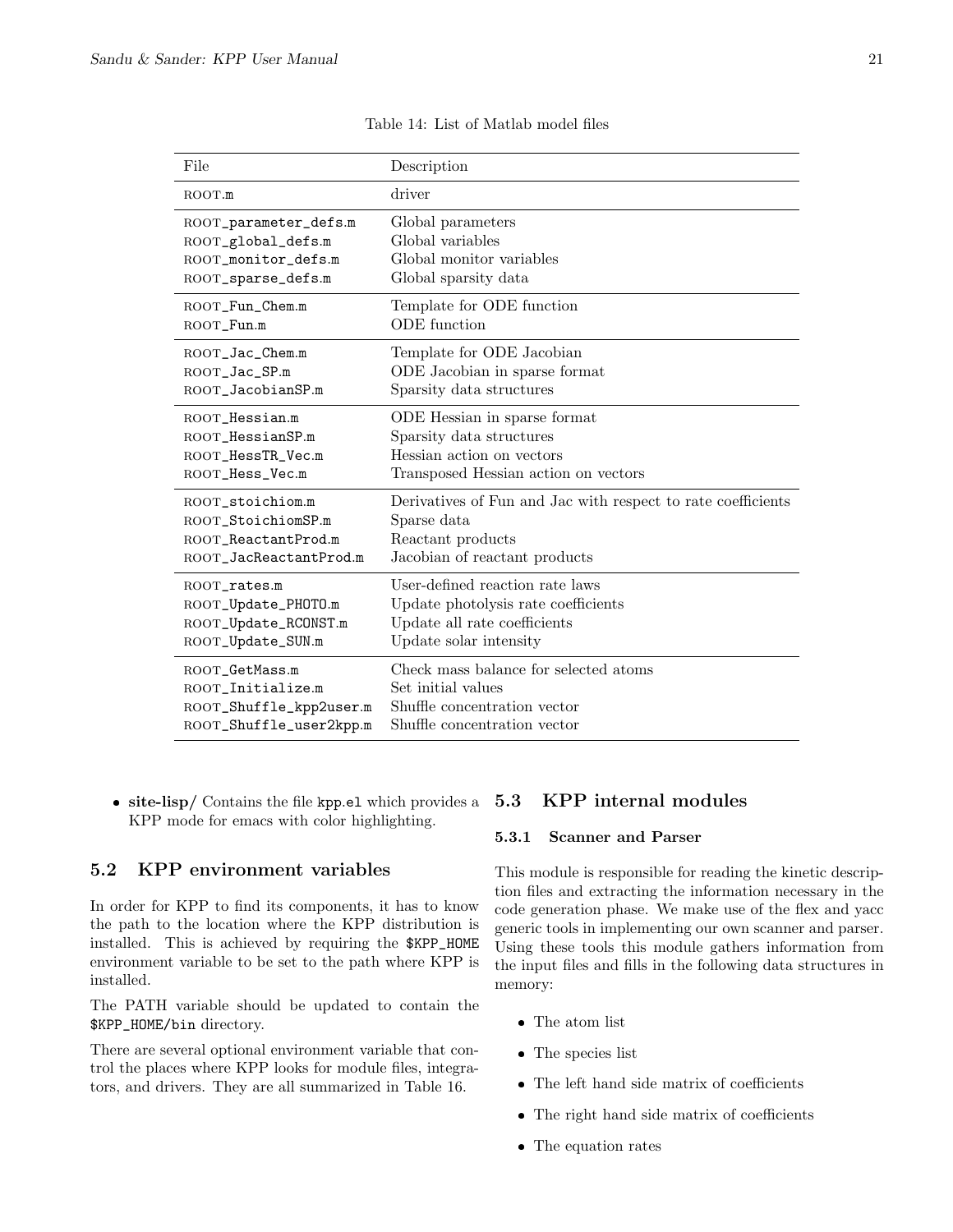Table 14: List of Matlab model files

| File | Description |
| --- | --- |
| ROOT.m | driver |
| ROOT_parameter_defs.m | Global parameters |
| ROOT_global_defs.m | Global variables |
| ROOT_monitor_defs.m | Global monitor variables |
| ROOT_sparse_defs.m | Global sparsity data |
| ROOT_Fun_Chem.m | Template for ODE function |
| ROOT_Fun.m | ODE function |
| ROOT_Jac_Chem.m | Template for ODE Jacobian |
| ROOT_Jac_SP.m | ODE Jacobian in sparse format |
| ROOT_JacobianSP.m | Sparsity data structures |
| ROOT_Hessian.m | ODE Hessian in sparse format |
| ROOT_HessianSP.m | Sparsity data structures |
| ROOT_HessTR_Vec.m | Hessian action on vectors |
| ROOT_Hess_Vec.m | Transposed Hessian action on vectors |
| ROOT_stoichiom.m | Derivatives of Fun and Jac with respect to rate coefficients |
| ROOT_StoichiomSP.m | Sparse data |
| ROOT_ReactantProd.m | Reactant products |
| ROOT_JacReactantProd.m | Jacobian of reactant products |
| ROOT_rates.m | User-defined reaction rate laws |
| ROOT_Update_PHOTO.m | Update photolysis rate coefficients |
| ROOT_Update_RCONST.m | Update all rate coefficients |
| ROOT_Update_SUN.m | Update solar intensity |
| ROOT_GetMass.m | Check mass balance for selected atoms |
| ROOT_Initialize.m | Set initial values |
| ROOT_Shuffle_kpp2user.m | Shuffle concentration vector |
| ROOT_Shuffle_user2kpp.m | Shuffle concentration vector |

- **site-lisp/** Contains the file kpp.el which provides a KPP mode for emacs with color highlighting.

## 5.2 KPP environment variables

In order for KPP to find its components, it has to know the path to the location where the KPP distribution is installed. This is achieved by requiring the $KPP_HOME environment variable to be set to the path where KPP is installed.

The PATH variable should be updated to contain the $KPP_HOME/bin directory.

There are several optional environment variable that control the places where KPP looks for module files, integrators, and drivers. They are all summarized in Table 16.

## 5.3 KPP internal modules

### 5.3.1 Scanner and Parser

This module is responsible for reading the kinetic description files and extracting the information necessary in the code generation phase. We make use of the flex and yacc generic tools in implementing our own scanner and parser. Using these tools this module gathers information from the input files and fills in the following data structures in memory:

- The atom list
- The species list
- The left hand side matrix of coefficients
- The right hand side matrix of coefficients
- The equation rates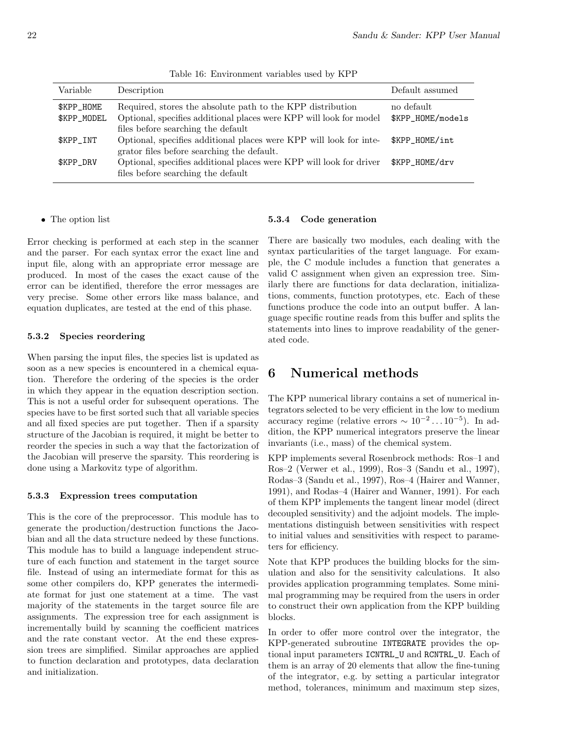Table 16: Environment variables used by KPP

| Variable | Description | Default assumed |
|---|---|---|
| `$KPP_HOME` | Required, stores the absolute path to the KPP distribution | no default |
| `$KPP_MODEL` | Optional, specifies additional places were KPP will look for model files before searching the default | `$KPP_HOME/models` |
| `$KPP_INT` | Optional, specifies additional places were KPP will look for integrator files before searching the default. | `$KPP_HOME/int` |
| `$KPP_DRV` | Optional, specifies additional places were KPP will look for driver files before searching the default | `$KPP_HOME/drv` |

- The option list

Error checking is performed at each step in the scanner and the parser. For each syntax error the exact line and input file, along with an appropriate error message are produced. In most of the cases the exact cause of the error can be identified, therefore the error messages are very precise. Some other errors like mass balance, and equation duplicates, are tested at the end of this phase.

### 5.3.2 Species reordering

When parsing the input files, the species list is updated as soon as a new species is encountered in a chemical equation. Therefore the ordering of the species is the order in which they appear in the equation description section. This is not a useful order for subsequent operations. The species have to be first sorted such that all variable species and all fixed species are put together. Then if a sparsity structure of the Jacobian is required, it might be better to reorder the species in such a way that the factorization of the Jacobian will preserve the sparsity. This reordering is done using a Markovitz type of algorithm.

### 5.3.3 Expression trees computation

This is the core of the preprocessor. This module has to generate the production/destruction functions the Jacobian and all the data structure nedeed by these functions. This module has to build a language independent structure of each function and statement in the target source file. Instead of using an intermediate format for this as some other compilers do, KPP generates the intermediate format for just one statement at a time. The vast majority of the statements in the target source file are assignments. The expression tree for each assignment is incrementally build by scanning the coefficient matrices and the rate constant vector. At the end these expression trees are simplified. Similar approaches are applied to function declaration and prototypes, data declaration and initialization.

### 5.3.4 Code generation

There are basically two modules, each dealing with the syntax particularities of the target language. For example, the C module includes a function that generates a valid C assignment when given an expression tree. Similarly there are functions for data declaration, initializations, comments, function prototypes, etc. Each of these functions produce the code into an output buffer. A language specific routine reads from this buffer and splits the statements into lines to improve readability of the generated code.

# 6 Numerical methods

The KPP numerical library contains a set of numerical integrators selected to be very efficient in the low to medium accuracy regime (relative errors $\sim 10^{-2} \ldots 10^{-5}$). In addition, the KPP numerical integrators preserve the linear invariants (i.e., mass) of the chemical system.

KPP implements several Rosenbrock methods: Ros–1 and Ros–2 (Verwer et al., 1999), Ros–3 (Sandu et al., 1997), Rodas–3 (Sandu et al., 1997), Ros–4 (Hairer and Wanner, 1991), and Rodas–4 (Hairer and Wanner, 1991). For each of them KPP implements the tangent linear model (direct decoupled sensitivity) and the adjoint models. The implementations distinguish between sensitivities with respect to initial values and sensitivities with respect to parameters for efficiency.

Note that KPP produces the building blocks for the simulation and also for the sensitivity calculations. It also provides application programming templates. Some minimal programming may be required from the users in order to construct their own application from the KPP building blocks.

In order to offer more control over the integrator, the KPP-generated subroutine `INTEGRATE` provides the optional input parameters `ICNTRL_U` and `RCNTRL_U`. Each of them is an array of 20 elements that allow the fine-tuning of the integrator, e.g. by setting a particular integrator method, tolerances, minimum and maximum step sizes,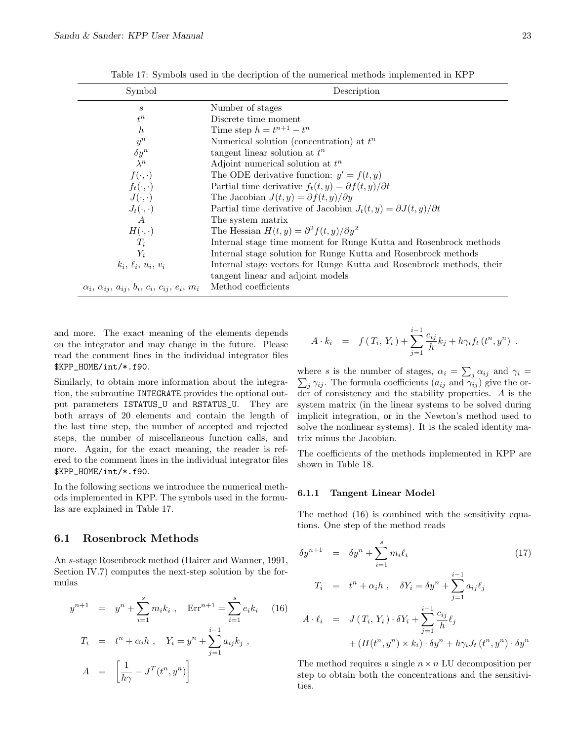Table 17: Symbols used in the decription of the numerical methods implemented in KPP

| Symbol | Description |
|---|---|
| $s$ | Number of stages |
| $t^n$ | Discrete time moment |
| $h$ | Time step $h = t^{n+1} - t^n$ |
| $y^n$ | Numerical solution (concentration) at $t^n$ |
| $\delta y^n$ | tangent linear solution at $t^n$ |
| $\lambda^n$ | Adjoint numerical solution at $t^n$ |
| $f(\cdot,\cdot)$ | The ODE derivative function: $y' = f(t, y)$ |
| $f_t(\cdot,\cdot)$ | Partial time derivative $f_t(t, y) = \partial f(t, y)/\partial t$ |
| $J(\cdot,\cdot)$ | The Jacobian $J(t, y) = \partial f(t, y)/\partial y$ |
| $J_t(\cdot,\cdot)$ | Partial time derivative of Jacobian $J_t(t, y) = \partial J(t, y)/\partial t$ |
| $A$ | The system matrix |
| $H(\cdot,\cdot)$ | The Hessian $H(t, y) = \partial^2 f(t, y)/\partial y^2$ |
| $T_i$ | Internal stage time moment for Runge Kutta and Rosenbrock methods |
| $Y_i$ | Internal stage solution for Runge Kutta and Rosenbrock methods |
| $k_i$, $\ell_i$, $u_i$, $v_i$ | Internal stage vectors for Runge Kutta and Rosenbrock methods, their tangent linear and adjoint models |
| $\alpha_i$, $\alpha_{ij}$, $a_{ij}$, $b_i$, $c_i$, $c_{ij}$, $e_i$, $m_i$ | Method coefficients |

and more. The exact meaning of the elements depends on the integrator and may change in the future. Please read the comment lines in the individual integrator files $KPP_HOME/int/*.f90.

Similarly, to obtain more information about the integration, the subroutine INTEGRATE provides the optional output parameters ISTATUS_U and RSTATUS_U. They are both arrays of 20 elements and contain the length of the last time step, the number of accepted and rejected steps, the number of miscellaneous function calls, and more. Again, for the exact meaning, the reader is refered to the comment lines in the individual integrator files $KPP_HOME/int/*.f90.

In the following sections we introduce the numerical methods implemented in KPP. The symbols used in the formulas are explained in Table 17.

## 6.1 Rosenbrock Methods

An $s$-stage Rosenbrock method (Hairer and Wanner, 1991, Section IV.7) computes the next-step solution by the formulas

$$
\begin{aligned}
y^{n+1} &= y^n + \sum_{i=1}^{s} m_i k_i \,, \quad \mathrm{Err}^{n+1} = \sum_{i=1}^{s} e_i k_i \qquad (16)\\
T_i &= t^n + \alpha_i h \,, \quad Y_i = y^n + \sum_{j=1}^{i-1} a_{ij} k_j \,,\\
A &= \left[\frac{1}{h\gamma} - J^T(t^n, y^n)\right]\\
A \cdot k_i &= f\left(T_i, Y_i\right) + \sum_{j=1}^{i-1} \frac{c_{ij}}{h} k_j + h\gamma_i f_t\left(t^n, y^n\right) \,.
\end{aligned}
$$

where $s$ is the number of stages, $\alpha_i = \sum_j \alpha_{ij}$ and $\gamma_i = \sum_j \gamma_{ij}$. The formula coefficients ($a_{ij}$ and $\gamma_{ij}$) give the order of consistency and the stability properties. $A$ is the system matrix (in the linear systems to be solved during implicit integration, or in the Newton's method used to solve the nonlinear systems). It is the scaled identity matrix minus the Jacobian.

The coefficients of the methods implemented in KPP are shown in Table 18.

### 6.1.1 Tangent Linear Model

The method (16) is combined with the sensitivity equations. One step of the method reads

$$
\begin{aligned}
\delta y^{n+1} &= \delta y^n + \sum_{i=1}^{s} m_i \ell_i \qquad (17)\\
T_i &= t^n + \alpha_i h \,, \quad \delta Y_i = \delta y^n + \sum_{j=1}^{i-1} a_{ij} \ell_j\\
A \cdot \ell_i &= J\left(T_i, Y_i\right) \cdot \delta Y_i + \sum_{j=1}^{i-1} \frac{c_{ij}}{h} \ell_j\\
&\quad + \left(H(t^n, y^n) \times k_i\right) \cdot \delta y^n + h\gamma_i J_t\left(t^n, y^n\right) \cdot \delta y^n
\end{aligned}
$$

The method requires a single $n \times n$ LU decomposition per step to obtain both the concentrations and the sensitivities.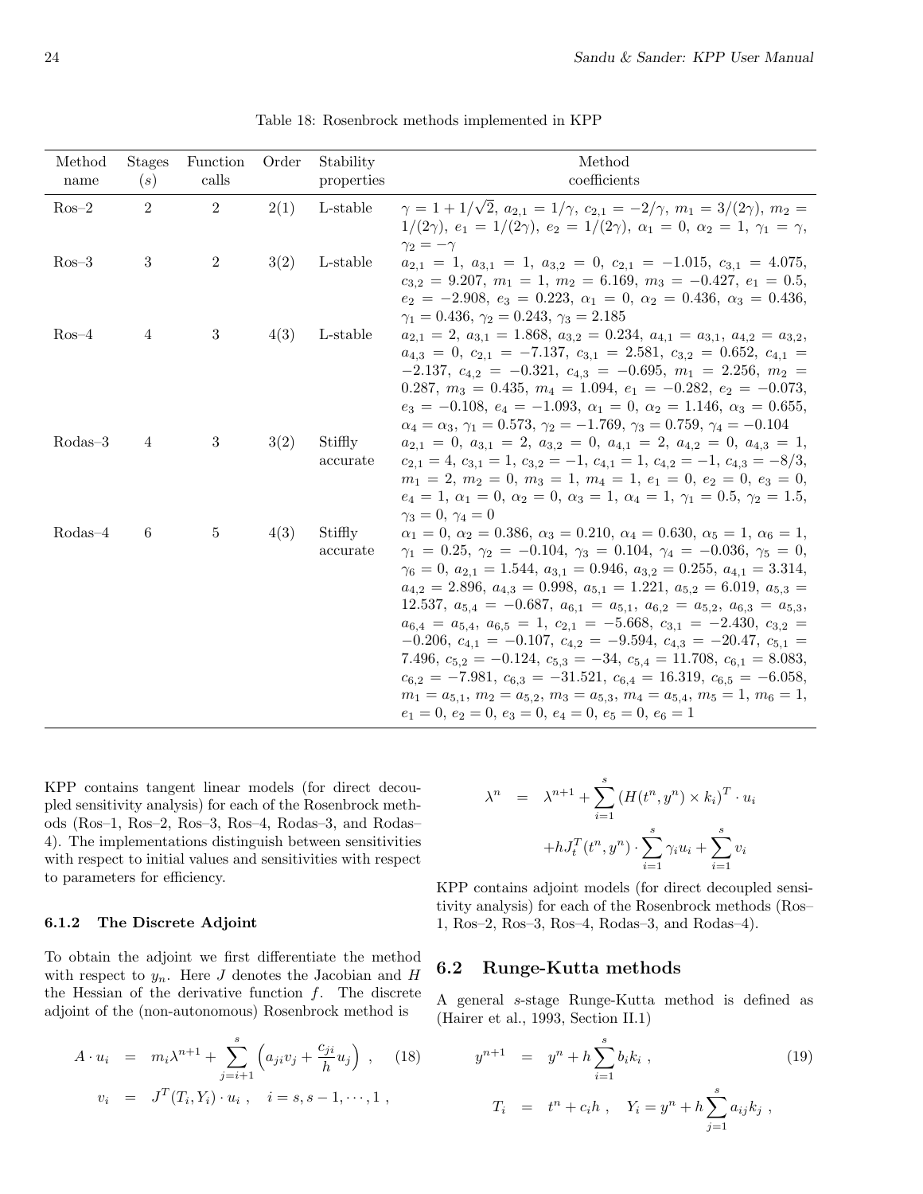Table 18: Rosenbrock methods implemented in KPP

| Method name | Stages ($s$) | Function calls | Order | Stability properties | Method coefficients |
|---|---|---|---|---|---|
| Ros–2 | 2 | 2 | 2(1) | L-stable | $\gamma = 1 + 1/\sqrt{2}$, $a_{2,1} = 1/\gamma$, $c_{2,1} = -2/\gamma$, $m_1 = 3/(2\gamma)$, $m_2 = 1/(2\gamma)$, $e_1 = 1/(2\gamma)$, $e_2 = 1/(2\gamma)$, $\alpha_1 = 0$, $\alpha_2 = 1$, $\gamma_1 = \gamma$, $\gamma_2 = -\gamma$ |
| Ros–3 | 3 | 2 | 3(2) | L-stable | $a_{2,1} = 1$, $a_{3,1} = 1$, $a_{3,2} = 0$, $c_{2,1} = -1.015$, $c_{3,1} = 4.075$, $c_{3,2} = 9.207$, $m_1 = 1$, $m_2 = 6.169$, $m_3 = -0.427$, $e_1 = 0.5$, $e_2 = -2.908$, $e_3 = 0.223$, $\alpha_1 = 0$, $\alpha_2 = 0.436$, $\alpha_3 = 0.436$, $\gamma_1 = 0.436$, $\gamma_2 = 0.243$, $\gamma_3 = 2.185$ |
| Ros–4 | 4 | 3 | 4(3) | L-stable | $a_{2,1} = 2$, $a_{3,1} = 1.868$, $a_{3,2} = 0.234$, $a_{4,1} = a_{3,1}$, $a_{4,2} = a_{3,2}$, $a_{4,3} = 0$, $c_{2,1} = -7.137$, $c_{3,1} = 2.581$, $c_{3,2} = 0.652$, $c_{4,1} = -2.137$, $c_{4,2} = -0.321$, $c_{4,3} = -0.695$, $m_1 = 2.256$, $m_2 = 0.287$, $m_3 = 0.435$, $m_4 = 1.094$, $e_1 = -0.282$, $e_2 = -0.073$, $e_3 = -0.108$, $e_4 = -1.093$, $\alpha_1 = 0$, $\alpha_2 = 1.146$, $\alpha_3 = 0.655$, $\alpha_4 = \alpha_3$, $\gamma_1 = 0.573$, $\gamma_2 = -1.769$, $\gamma_3 = 0.759$, $\gamma_4 = -0.104$ |
| Rodas–3 | 4 | 3 | 3(2) | Stiffly accurate | $a_{2,1} = 0$, $a_{3,1} = 2$, $a_{3,2} = 0$, $a_{4,1} = 2$, $a_{4,2} = 0$, $a_{4,3} = 1$, $c_{2,1} = 4$, $c_{3,1} = 1$, $c_{3,2} = -1$, $c_{4,1} = 1$, $c_{4,2} = -1$, $c_{4,3} = -8/3$, $m_1 = 2$, $m_2 = 0$, $m_3 = 1$, $m_4 = 1$, $e_1 = 0$, $e_2 = 0$, $e_3 = 0$, $e_4 = 1$, $\alpha_1 = 0$, $\alpha_2 = 0$, $\alpha_3 = 1$, $\alpha_4 = 1$, $\gamma_1 = 0.5$, $\gamma_2 = 1.5$, $\gamma_3 = 0$, $\gamma_4 = 0$ |
| Rodas–4 | 6 | 5 | 4(3) | Stiffly accurate | $\alpha_1 = 0$, $\alpha_2 = 0.386$, $\alpha_3 = 0.210$, $\alpha_4 = 0.630$, $\alpha_5 = 1$, $\alpha_6 = 1$, $\gamma_1 = 0.25$, $\gamma_2 = -0.104$, $\gamma_3 = 0.104$, $\gamma_4 = -0.036$, $\gamma_5 = 0$, $\gamma_6 = 0$, $a_{2,1} = 1.544$, $a_{3,1} = 0.946$, $a_{3,2} = 0.255$, $a_{4,1} = 3.314$, $a_{4,2} = 2.896$, $a_{4,3} = 0.998$, $a_{5,1} = 1.221$, $a_{5,2} = 6.019$, $a_{5,3} = 12.537$, $a_{5,4} = -0.687$, $a_{6,1} = a_{5,1}$, $a_{6,2} = a_{5,2}$, $a_{6,3} = a_{5,3}$, $a_{6,4} = a_{5,4}$, $a_{6,5} = 1$, $c_{2,1} = -5.668$, $c_{3,1} = -2.430$, $c_{3,2} = -0.206$, $c_{4,1} = -0.107$, $c_{4,2} = -9.594$, $c_{4,3} = -20.47$, $c_{5,1} = 7.496$, $c_{5,2} = -0.124$, $c_{5,3} = -34$, $c_{5,4} = 11.708$, $c_{6,1} = 8.083$, $c_{6,2} = -7.981$, $c_{6,3} = -31.521$, $c_{6,4} = 16.319$, $c_{6,5} = -6.058$, $m_1 = a_{5,1}$, $m_2 = a_{5,2}$, $m_3 = a_{5,3}$, $m_4 = a_{5,4}$, $m_5 = 1$, $m_6 = 1$, $e_1 = 0$, $e_2 = 0$, $e_3 = 0$, $e_4 = 0$, $e_5 = 0$, $e_6 = 1$ |

KPP contains tangent linear models (for direct decoupled sensitivity analysis) for each of the Rosenbrock methods (Ros–1, Ros–2, Ros–3, Ros–4, Rodas–3, and Rodas–4). The implementations distinguish between sensitivities with respect to initial values and sensitivities with respect to parameters for efficiency.

### 6.1.2 The Discrete Adjoint

To obtain the adjoint we first differentiate the method with respect to $y_n$. Here $J$ denotes the Jacobian and $H$ the Hessian of the derivative function $f$. The discrete adjoint of the (non-autonomous) Rosenbrock method is

$$
\begin{aligned}
A \cdot u_i &= m_i \lambda^{n+1} + \sum_{j=i+1}^{s} \left( a_{ji} v_j + \frac{c_{ji}}{h} u_j \right) , \qquad (18) \\
v_i &= J^T(T_i, Y_i) \cdot u_i , \quad i = s, s-1, \cdots, 1 ,
\end{aligned}
$$

$$
\begin{aligned}
\lambda^n &= \lambda^{n+1} + \sum_{i=1}^{s} \left( H(t^n, y^n) \times k_i \right)^T \cdot u_i \\
&\quad + h J_t^T(t^n, y^n) \cdot \sum_{i=1}^{s} \gamma_i u_i + \sum_{i=1}^{s} v_i
\end{aligned}
$$

KPP contains adjoint models (for direct decoupled sensitivity analysis) for each of the Rosenbrock methods (Ros–1, Ros–2, Ros–3, Ros–4, Rodas–3, and Rodas–4).

## 6.2 Runge-Kutta methods

A general $s$-stage Runge-Kutta method is defined as (Hairer et al., 1993, Section II.1)

$$
\begin{aligned}
y^{n+1} &= y^n + h \sum_{i=1}^{s} b_i k_i , \qquad (19) \\
T_i &= t^n + c_i h , \quad Y_i = y^n + h \sum_{j=1}^{s} a_{ij} k_j ,
\end{aligned}
$$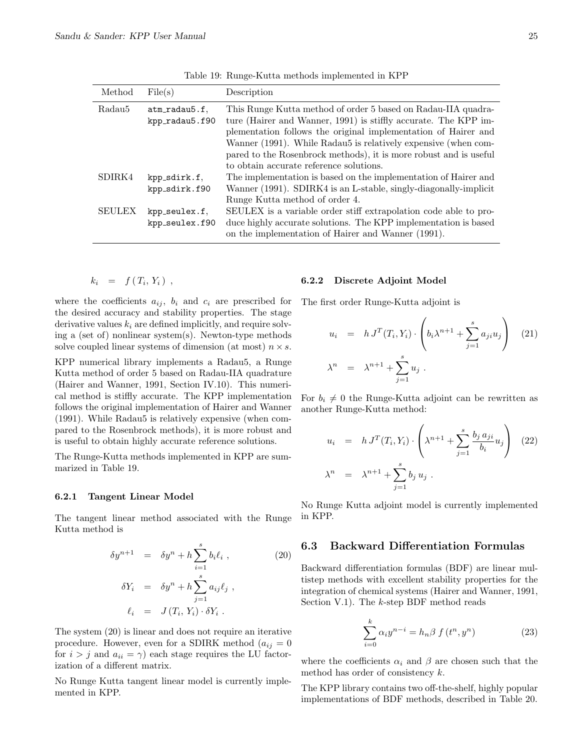Table 19: Runge-Kutta methods implemented in KPP

| Method | File(s) | Description |
|---|---|---|
| Radau5 | `atm_radau5.f`, `kpp_radau5.f90` | This Runge Kutta method of order 5 based on Radau-IIA quadrature (Hairer and Wanner, 1991) is stiffly accurate. The KPP implementation follows the original implementation of Hairer and Wanner (1991). While Radau5 is relatively expensive (when compared to the Rosenbrock methods), it is more robust and is useful to obtain accurate reference solutions. |
| SDIRK4 | `kpp_sdirk.f`, `kpp_sdirk.f90` | The implementation is based on the implementation of Hairer and Wanner (1991). SDIRK4 is an L-stable, singly-diagonally-implicit Runge Kutta method of order 4. |
| SEULEX | `kpp_seulex.f`, `kpp_seulex.f90` | SEULEX is a variable order stiff extrapolation code able to produce highly accurate solutions. The KPP implementation is based on the implementation of Hairer and Wanner (1991). |

$$
k_i \;=\; f\,(\,T_i,\,Y_i\,)\;,
$$

where the coefficients $a_{ij}$, $b_i$ and $c_i$ are prescribed for the desired accuracy and stability properties. The stage derivative values $k_i$ are defined implicitly, and require solving a (set of) nonlinear system(s). Newton-type methods solve coupled linear systems of dimension (at most) $n \times s$.

KPP numerical library implements a Radau5, a Runge Kutta method of order 5 based on Radau-IIA quadrature (Hairer and Wanner, 1991, Section IV.10). This numerical method is stiffly accurate. The KPP implementation follows the original implementation of Hairer and Wanner (1991). While Radau5 is relatively expensive (when compared to the Rosenbrock methods), it is more robust and is useful to obtain highly accurate reference solutions.

The Runge-Kutta methods implemented in KPP are summarized in Table 19.

### 6.2.1 Tangent Linear Model

The tangent linear method associated with the Runge Kutta method is

$$
\begin{aligned}
\delta y^{n+1} &= \delta y^n + h\sum_{i=1}^{s} b_i \ell_i\;, \qquad (20)\\
\delta Y_i &= \delta y^n + h\sum_{j=1}^{s} a_{ij}\ell_j\;,\\
\ell_i &= J\,(T_i,\,Y_i)\cdot\delta Y_i\;.
\end{aligned}
$$

The system (20) is linear and does not require an iterative procedure. However, even for a SDIRK method ($a_{ij}=0$ for $i>j$ and $a_{ii}=\gamma$) each stage requires the LU factorization of a different matrix.

No Runge Kutta tangent linear model is currently implemented in KPP.

### 6.2.2 Discrete Adjoint Model

The first order Runge-Kutta adjoint is

$$
\begin{aligned}
u_i &= h\,J^T(T_i,Y_i)\cdot\left(b_i\lambda^{n+1}+\sum_{j=1}^{s}a_{ji}u_j\right) \qquad (21)\\
\lambda^n &= \lambda^{n+1}+\sum_{j=1}^{s}u_j\;.
\end{aligned}
$$

For $b_i \neq 0$ the Runge-Kutta adjoint can be rewritten as another Runge-Kutta method:

$$
\begin{aligned}
u_i &= h\,J^T(T_i,Y_i)\cdot\left(\lambda^{n+1}+\sum_{j=1}^{s}\frac{b_j\,a_{ji}}{b_i}u_j\right) \qquad (22)\\
\lambda^n &= \lambda^{n+1}+\sum_{j=1}^{s}b_j\,u_j\;.
\end{aligned}
$$

No Runge Kutta adjoint model is currently implemented in KPP.

## 6.3 Backward Differentiation Formulas

Backward differentiation formulas (BDF) are linear multistep methods with excellent stability properties for the integration of chemical systems (Hairer and Wanner, 1991, Section V.1). The $k$-step BDF method reads

$$
\sum_{i=0}^{k}\alpha_i y^{n-i} = h_n\beta\; f\left(t^n, y^n\right) \qquad (23)
$$

where the coefficients $\alpha_i$ and $\beta$ are chosen such that the method has order of consistency $k$.

The KPP library contains two off-the-shelf, highly popular implementations of BDF methods, described in Table 20.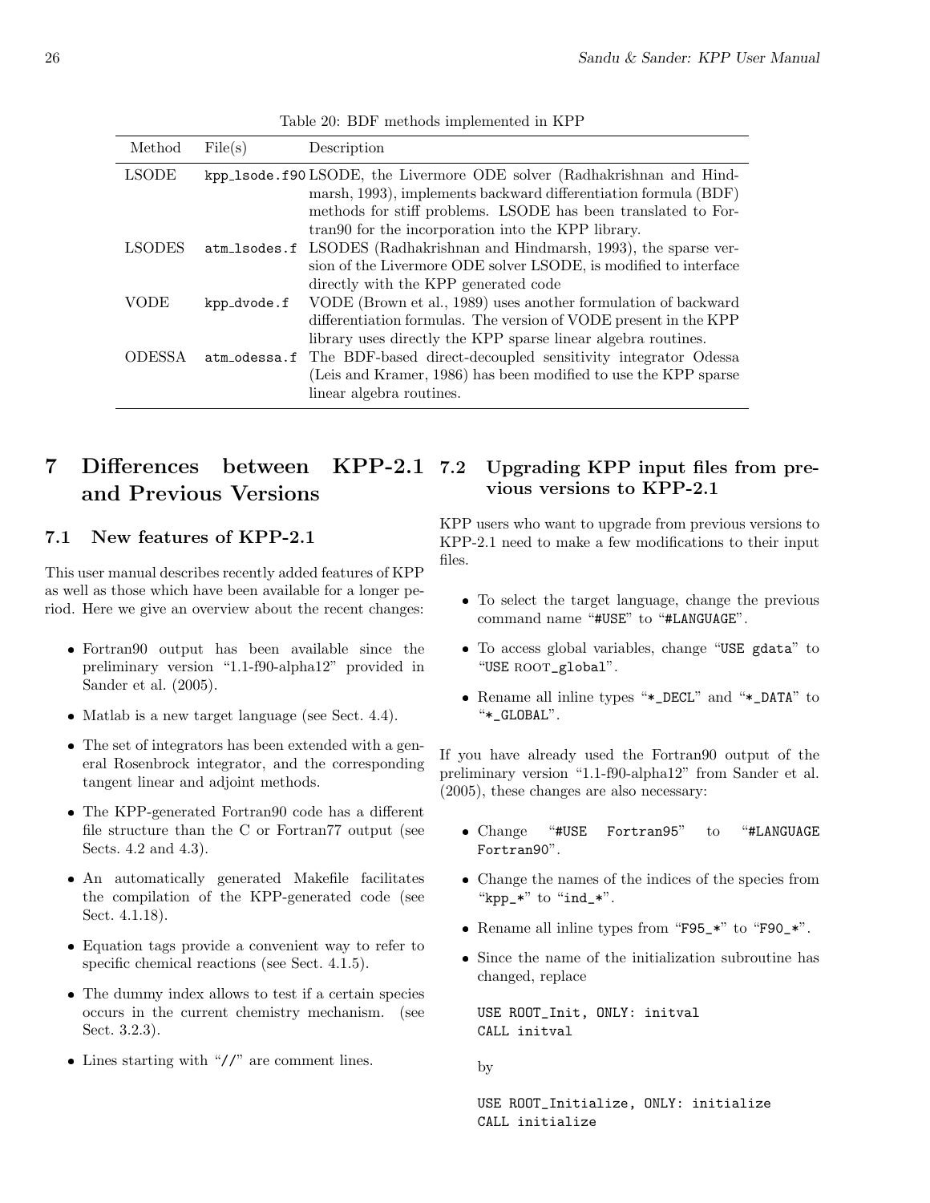Table 20: BDF methods implemented in KPP

| Method | File(s) | Description |
|---|---|---|
| LSODE | `kpp_lsode.f90` | LSODE, the Livermore ODE solver (Radhakrishnan and Hindmarsh, 1993), implements backward differentiation formula (BDF) methods for stiff problems. LSODE has been translated to Fortran90 for the incorporation into the KPP library. |
| LSODES | `atm_lsodes.f` | LSODES (Radhakrishnan and Hindmarsh, 1993), the sparse version of the Livermore ODE solver LSODE, is modified to interface directly with the KPP generated code |
| VODE | `kpp_dvode.f` | VODE (Brown et al., 1989) uses another formulation of backward differentiation formulas. The version of VODE present in the KPP library uses directly the KPP sparse linear algebra routines. |
| ODESSA | `atm_odessa.f` | The BDF-based direct-decoupled sensitivity integrator Odessa (Leis and Kramer, 1986) has been modified to use the KPP sparse linear algebra routines. |

# 7 Differences between KPP-2.1 and Previous Versions

## 7.1 New features of KPP-2.1

This user manual describes recently added features of KPP as well as those which have been available for a longer period. Here we give an overview about the recent changes:

- Fortran90 output has been available since the preliminary version "1.1-f90-alpha12" provided in Sander et al. (2005).
- Matlab is a new target language (see Sect. 4.4).
- The set of integrators has been extended with a general Rosenbrock integrator, and the corresponding tangent linear and adjoint methods.
- The KPP-generated Fortran90 code has a different file structure than the C or Fortran77 output (see Sects. 4.2 and 4.3).
- An automatically generated Makefile facilitates the compilation of the KPP-generated code (see Sect. 4.1.18).
- Equation tags provide a convenient way to refer to specific chemical reactions (see Sect. 4.1.5).
- The dummy index allows to test if a certain species occurs in the current chemistry mechanism. (see Sect. 3.2.3).
- Lines starting with "`//`" are comment lines.

## 7.2 Upgrading KPP input files from previous versions to KPP-2.1

KPP users who want to upgrade from previous versions to KPP-2.1 need to make a few modifications to their input files.

- To select the target language, change the previous command name "`#USE`" to "`#LANGUAGE`".
- To access global variables, change "`USE gdata`" to "`USE ROOT_global`".
- Rename all inline types "`*_DECL`" and "`*_DATA`" to "`*_GLOBAL`".

If you have already used the Fortran90 output of the preliminary version "1.1-f90-alpha12" from Sander et al. (2005), these changes are also necessary:

- Change "`#USE Fortran95`" to "`#LANGUAGE Fortran90`".
- Change the names of the indices of the species from "`kpp_*`" to "`ind_*`".
- Rename all inline types from "`F95_*`" to "`F90_*`".
- Since the name of the initialization subroutine has changed, replace

  ```
  USE ROOT_Init, ONLY: initval
  CALL initval
  ```

  by

  ```
  USE ROOT_Initialize, ONLY: initialize
  CALL initialize
  ```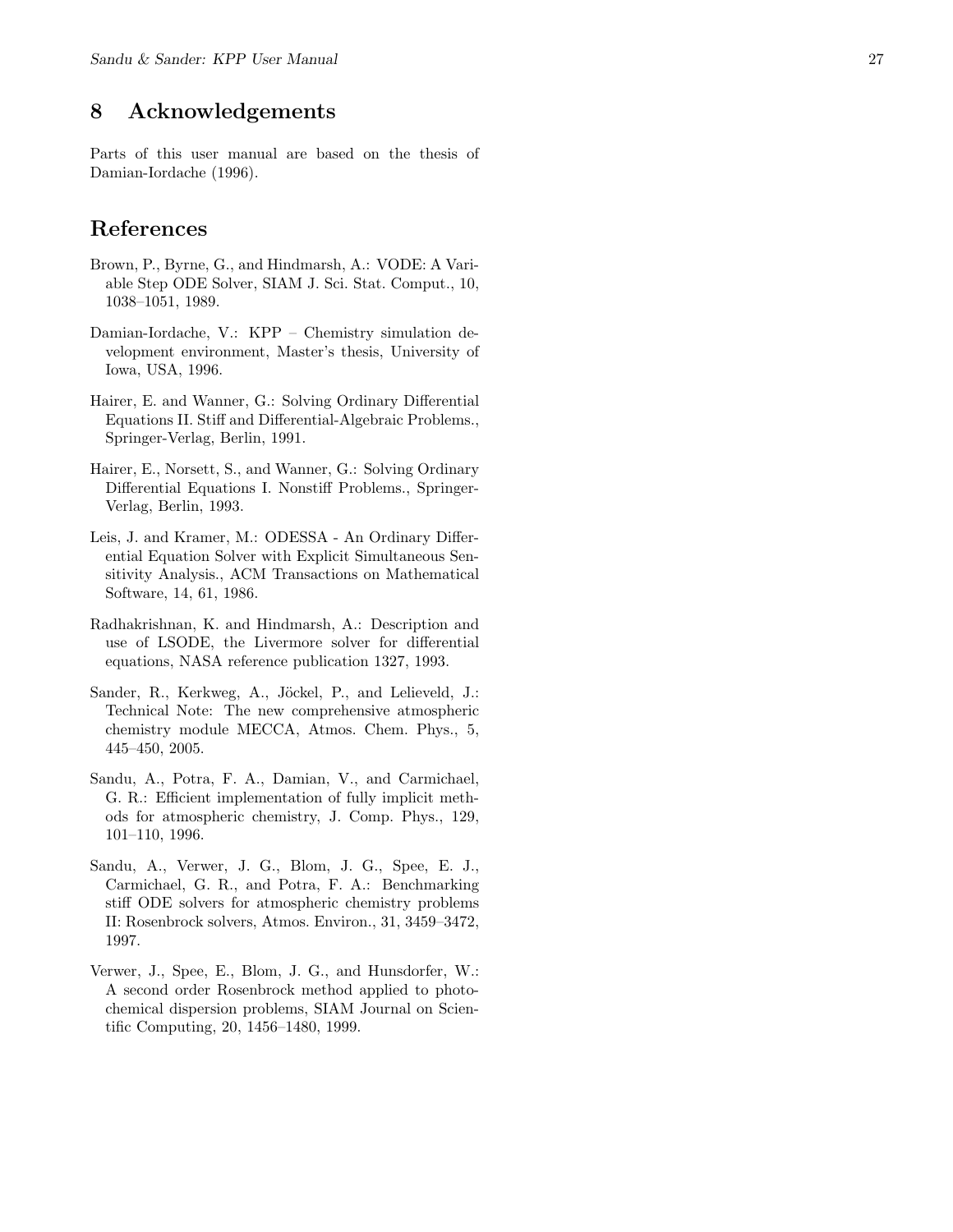# 8 Acknowledgements

Parts of this user manual are based on the thesis of Damian-Iordache (1996).

# References

Brown, P., Byrne, G., and Hindmarsh, A.: VODE: A Variable Step ODE Solver, SIAM J. Sci. Stat. Comput., 10, 1038–1051, 1989.

Damian-Iordache, V.: KPP – Chemistry simulation development environment, Master's thesis, University of Iowa, USA, 1996.

Hairer, E. and Wanner, G.: Solving Ordinary Differential Equations II. Stiff and Differential-Algebraic Problems., Springer-Verlag, Berlin, 1991.

Hairer, E., Norsett, S., and Wanner, G.: Solving Ordinary Differential Equations I. Nonstiff Problems., Springer-Verlag, Berlin, 1993.

Leis, J. and Kramer, M.: ODESSA - An Ordinary Differential Equation Solver with Explicit Simultaneous Sensitivity Analysis., ACM Transactions on Mathematical Software, 14, 61, 1986.

Radhakrishnan, K. and Hindmarsh, A.: Description and use of LSODE, the Livermore solver for differential equations, NASA reference publication 1327, 1993.

Sander, R., Kerkweg, A., Jöckel, P., and Lelieveld, J.: Technical Note: The new comprehensive atmospheric chemistry module MECCA, Atmos. Chem. Phys., 5, 445–450, 2005.

Sandu, A., Potra, F. A., Damian, V., and Carmichael, G. R.: Efficient implementation of fully implicit methods for atmospheric chemistry, J. Comp. Phys., 129, 101–110, 1996.

Sandu, A., Verwer, J. G., Blom, J. G., Spee, E. J., Carmichael, G. R., and Potra, F. A.: Benchmarking stiff ODE solvers for atmospheric chemistry problems II: Rosenbrock solvers, Atmos. Environ., 31, 3459–3472, 1997.

Verwer, J., Spee, E., Blom, J. G., and Hunsdorfer, W.: A second order Rosenbrock method applied to photochemical dispersion problems, SIAM Journal on Scientific Computing, 20, 1456–1480, 1999.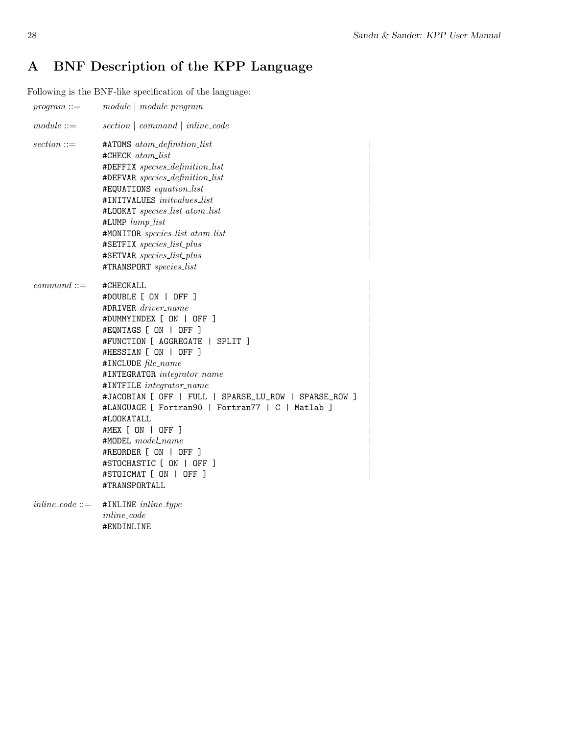# A BNF Description of the KPP Language

Following is the BNF-like specification of the language:

```
program ::=      module | module program

module ::=       section | command | inline_code

section ::=      #ATOMS atom_definition_list                          |
                 #CHECK atom_list                                     |
                 #DEFFIX species_definition_list                      |
                 #DEFVAR species_definition_list                      |
                 #EQUATIONS equation_list                             |
                 #INITVALUES initvalues_list                          |
                 #LOOKAT species_list atom_list                       |
                 #LUMP lump_list                                      |
                 #MONITOR species_list atom_list                      |
                 #SETFIX species_list_plus                            |
                 #SETVAR species_list_plus                            |
                 #TRANSPORT species_list

command ::=      #CHECKALL                                            |
                 #DOUBLE [ ON | OFF ]                                 |
                 #DRIVER driver_name                                  |
                 #DUMMYINDEX [ ON | OFF ]                             |
                 #EQNTAGS [ ON | OFF ]                                |
                 #FUNCTION [ AGGREGATE | SPLIT ]                      |
                 #HESSIAN [ ON | OFF ]                                |
                 #INCLUDE file_name                                   |
                 #INTEGRATOR integrator_name                          |
                 #INTFILE integrator_name                             |
                 #JACOBIAN [ OFF | FULL | SPARSE_LU_ROW | SPARSE_ROW ] |
                 #LANGUAGE [ Fortran90 | Fortran77 | C | Matlab ]     |
                 #LOOKATALL                                           |
                 #MEX [ ON | OFF ]                                    |
                 #MODEL model_name                                    |
                 #REORDER [ ON | OFF ]                                |
                 #STOCHASTIC [ ON | OFF ]                             |
                 #STOICMAT [ ON | OFF ]                               |
                 #TRANSPORTALL

inline_code ::=  #INLINE inline_type
                 inline_code
                 #ENDINLINE
```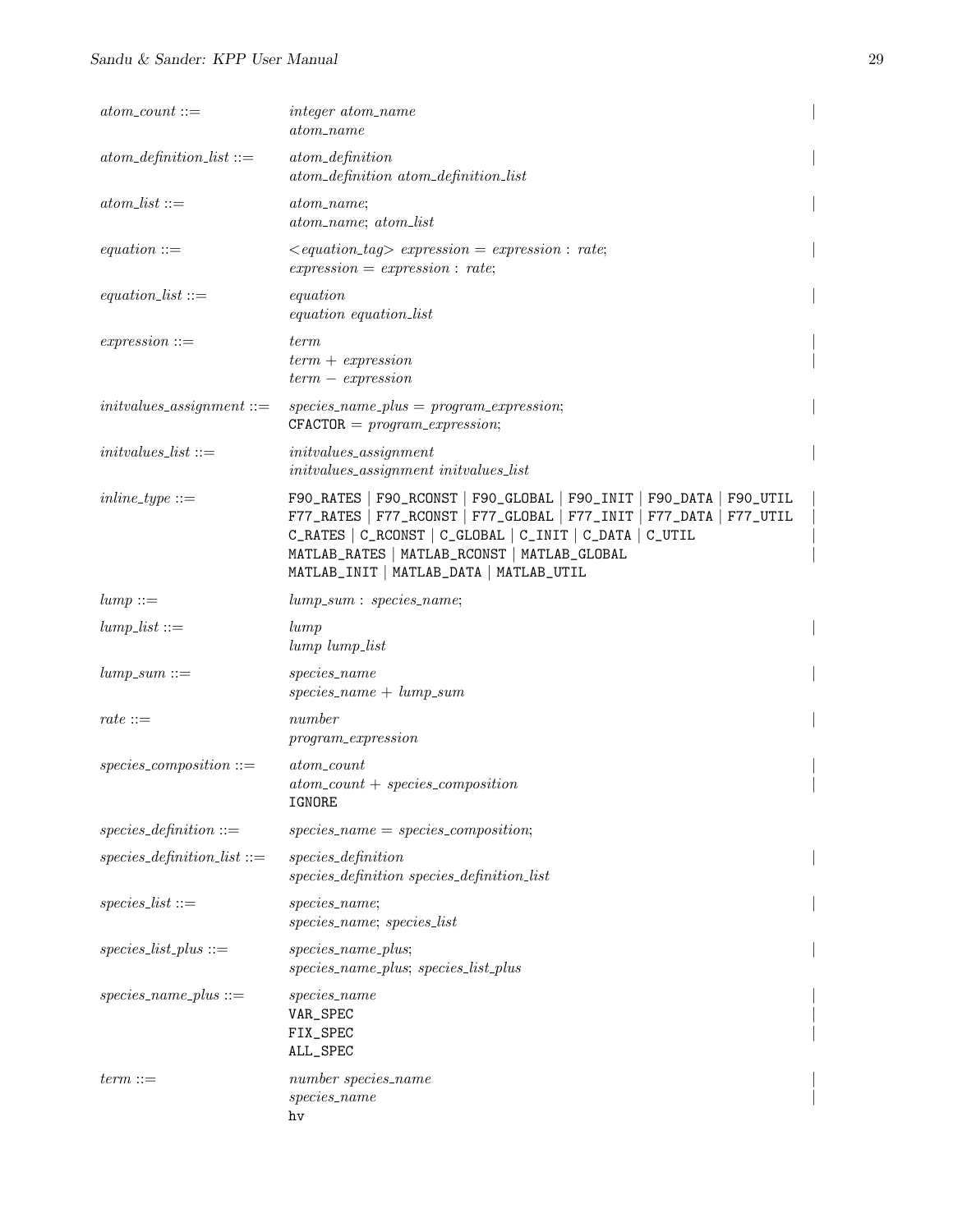```
atom_count ::=                 integer atom_name                                             |
                               atom_name

atom_definition_list ::=       atom_definition                                               |
                               atom_definition atom_definition_list

atom_list ::=                  atom_name;                                                    |
                               atom_name; atom_list

equation ::=                   <equation_tag> expression = expression : rate;                |
                               expression = expression : rate;

equation_list ::=              equation                                                      |
                               equation equation_list

expression ::=                 term                                                          |
                               term + expression                                             |
                               term − expression

initvalues_assignment ::=      species_name_plus = program_expression;                       |
                               CFACTOR = program_expression;

initvalues_list ::=            initvalues_assignment                                         |
                               initvalues_assignment initvalues_list

inline_type ::=                F90_RATES | F90_RCONST | F90_GLOBAL | F90_INIT | F90_DATA | F90_UTIL  |
                               F77_RATES | F77_RCONST | F77_GLOBAL | F77_INIT | F77_DATA | F77_UTIL  |
                               C_RATES | C_RCONST | C_GLOBAL | C_INIT | C_DATA | C_UTIL             |
                               MATLAB_RATES | MATLAB_RCONST | MATLAB_GLOBAL                         |
                               MATLAB_INIT | MATLAB_DATA | MATLAB_UTIL

lump ::=                       lump_sum : species_name;

lump_list ::=                  lump                                                          |
                               lump lump_list

lump_sum ::=                   species_name                                                  |
                               species_name + lump_sum

rate ::=                       number                                                        |
                               program_expression

species_composition ::=        atom_count                                                    |
                               atom_count + species_composition                              |
                               IGNORE

species_definition ::=         species_name = species_composition;

species_definition_list ::=    species_definition                                            |
                               species_definition species_definition_list

species_list ::=               species_name;                                                 |
                               species_name; species_list

species_list_plus ::=          species_name_plus;                                            |
                               species_name_plus; species_list_plus

species_name_plus ::=          species_name                                                  |
                               VAR_SPEC                                                      |
                               FIX_SPEC                                                      |
                               ALL_SPEC

term ::=                       number species_name                                           |
                               species_name                                                  |
                               hv
```